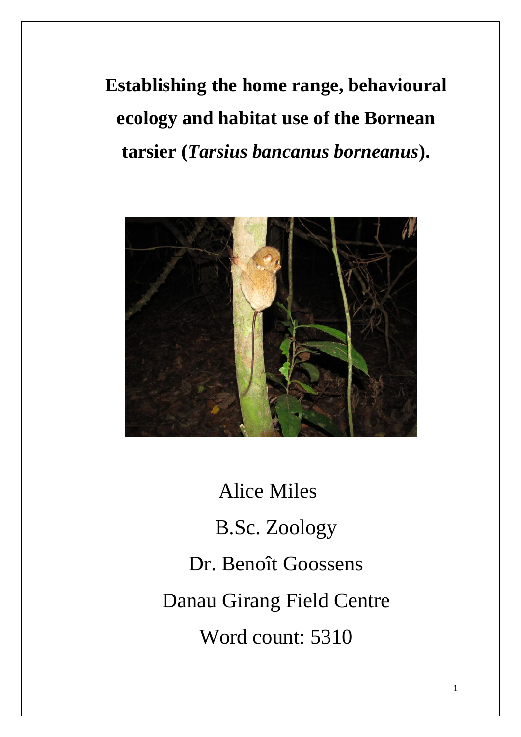# Establishing the home range, behavioural ecology and habitat use of the Bornean tarsier (*Tarsius bancanus borneanus*).

Alice Miles

B.Sc. Zoology

Dr. Benoît Goossens

Danau Girang Field Centre

Word count: 5310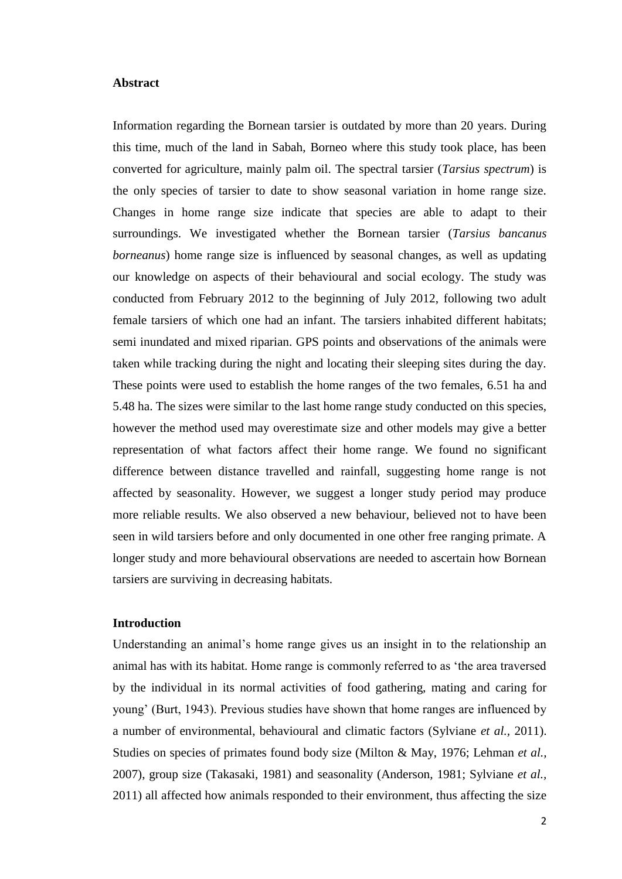## Abstract

Information regarding the Bornean tarsier is outdated by more than 20 years. During this time, much of the land in Sabah, Borneo where this study took place, has been converted for agriculture, mainly palm oil. The spectral tarsier (*Tarsius spectrum*) is the only species of tarsier to date to show seasonal variation in home range size. Changes in home range size indicate that species are able to adapt to their surroundings. We investigated whether the Bornean tarsier (*Tarsius bancanus borneanus*) home range size is influenced by seasonal changes, as well as updating our knowledge on aspects of their behavioural and social ecology. The study was conducted from February 2012 to the beginning of July 2012, following two adult female tarsiers of which one had an infant. The tarsiers inhabited different habitats; semi inundated and mixed riparian. GPS points and observations of the animals were taken while tracking during the night and locating their sleeping sites during the day. These points were used to establish the home ranges of the two females, 6.51 ha and 5.48 ha. The sizes were similar to the last home range study conducted on this species, however the method used may overestimate size and other models may give a better representation of what factors affect their home range. We found no significant difference between distance travelled and rainfall, suggesting home range is not affected by seasonality. However, we suggest a longer study period may produce more reliable results. We also observed a new behaviour, believed not to have been seen in wild tarsiers before and only documented in one other free ranging primate. A longer study and more behavioural observations are needed to ascertain how Bornean tarsiers are surviving in decreasing habitats.

## Introduction

Understanding an animal's home range gives us an insight in to the relationship an animal has with its habitat. Home range is commonly referred to as 'the area traversed by the individual in its normal activities of food gathering, mating and caring for young' (Burt, 1943). Previous studies have shown that home ranges are influenced by a number of environmental, behavioural and climatic factors (Sylviane *et al.*, 2011). Studies on species of primates found body size (Milton & May, 1976; Lehman *et al.*, 2007), group size (Takasaki, 1981) and seasonality (Anderson, 1981; Sylviane *et al.*, 2011) all affected how animals responded to their environment, thus affecting the size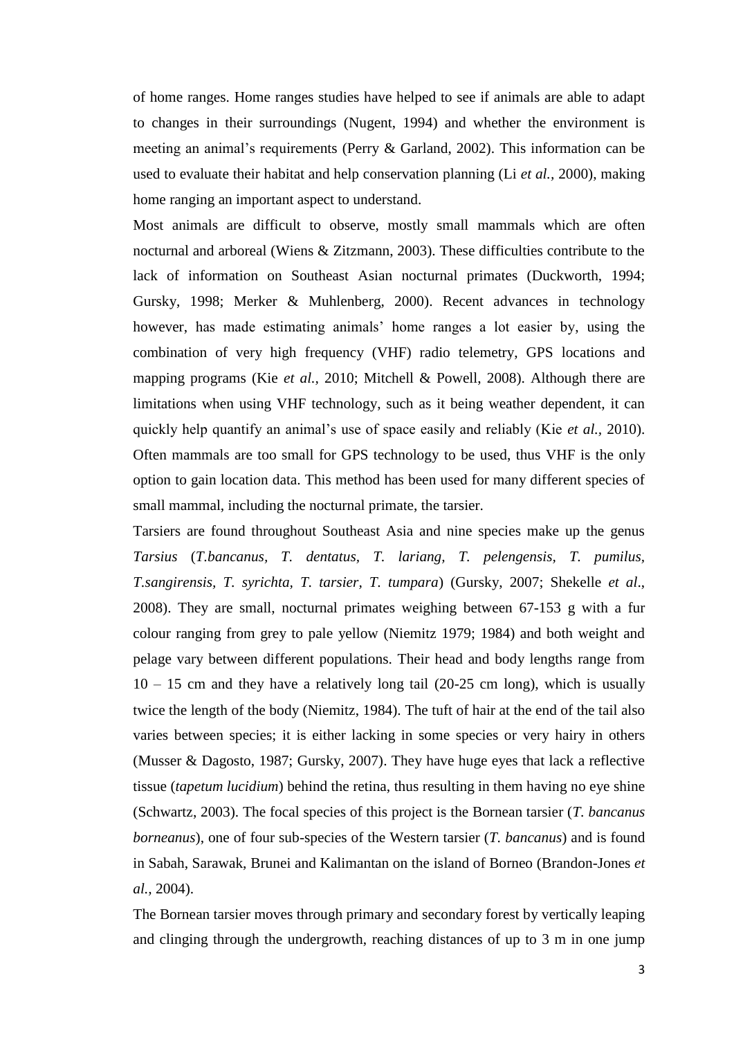of home ranges. Home ranges studies have helped to see if animals are able to adapt to changes in their surroundings (Nugent, 1994) and whether the environment is meeting an animal's requirements (Perry & Garland, 2002). This information can be used to evaluate their habitat and help conservation planning (Li *et al.,* 2000), making home ranging an important aspect to understand.

Most animals are difficult to observe, mostly small mammals which are often nocturnal and arboreal (Wiens & Zitzmann, 2003). These difficulties contribute to the lack of information on Southeast Asian nocturnal primates (Duckworth, 1994; Gursky, 1998; Merker & Muhlenberg, 2000). Recent advances in technology however, has made estimating animals' home ranges a lot easier by, using the combination of very high frequency (VHF) radio telemetry, GPS locations and mapping programs (Kie *et al.,* 2010; Mitchell & Powell, 2008). Although there are limitations when using VHF technology, such as it being weather dependent, it can quickly help quantify an animal's use of space easily and reliably (Kie *et al.,* 2010). Often mammals are too small for GPS technology to be used, thus VHF is the only option to gain location data. This method has been used for many different species of small mammal, including the nocturnal primate, the tarsier.

Tarsiers are found throughout Southeast Asia and nine species make up the genus *Tarsius* (*T.bancanus, T. dentatus, T. lariang, T. pelengensis, T. pumilus, T.sangirensis, T. syrichta, T. tarsier, T. tumpara*) (Gursky, 2007; Shekelle *et al*., 2008). They are small, nocturnal primates weighing between 67-153 g with a fur colour ranging from grey to pale yellow (Niemitz 1979; 1984) and both weight and pelage vary between different populations. Their head and body lengths range from 10 – 15 cm and they have a relatively long tail (20-25 cm long), which is usually twice the length of the body (Niemitz, 1984). The tuft of hair at the end of the tail also varies between species; it is either lacking in some species or very hairy in others (Musser & Dagosto, 1987; Gursky, 2007). They have huge eyes that lack a reflective tissue (*tapetum lucidium*) behind the retina, thus resulting in them having no eye shine (Schwartz, 2003). The focal species of this project is the Bornean tarsier (*T. bancanus borneanus*), one of four sub-species of the Western tarsier (*T. bancanus*) and is found in Sabah, Sarawak, Brunei and Kalimantan on the island of Borneo (Brandon-Jones *et al.,* 2004).

The Bornean tarsier moves through primary and secondary forest by vertically leaping and clinging through the undergrowth, reaching distances of up to 3 m in one jump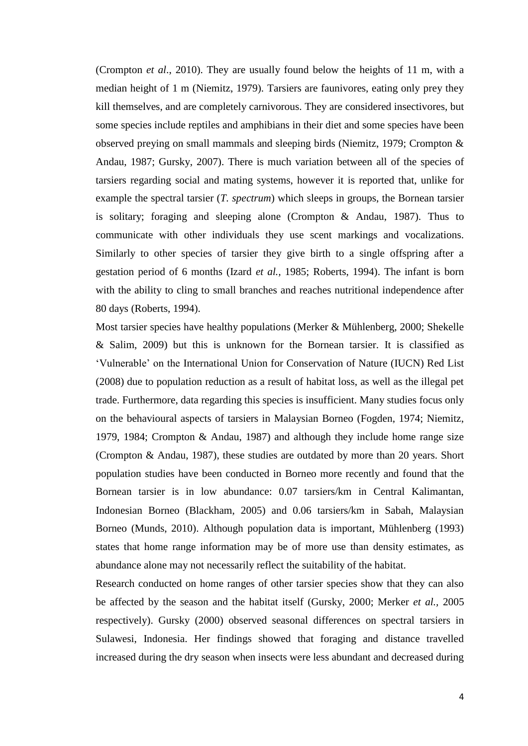(Crompton *et al*., 2010). They are usually found below the heights of 11 m, with a median height of 1 m (Niemitz, 1979). Tarsiers are faunivores, eating only prey they kill themselves, and are completely carnivorous. They are considered insectivores, but some species include reptiles and amphibians in their diet and some species have been observed preying on small mammals and sleeping birds (Niemitz, 1979; Crompton & Andau, 1987; Gursky, 2007). There is much variation between all of the species of tarsiers regarding social and mating systems, however it is reported that, unlike for example the spectral tarsier (*T. spectrum*) which sleeps in groups, the Bornean tarsier is solitary; foraging and sleeping alone (Crompton & Andau, 1987). Thus to communicate with other individuals they use scent markings and vocalizations. Similarly to other species of tarsier they give birth to a single offspring after a gestation period of 6 months (Izard *et al.*, 1985; Roberts, 1994). The infant is born with the ability to cling to small branches and reaches nutritional independence after 80 days (Roberts, 1994).

Most tarsier species have healthy populations (Merker & Mühlenberg, 2000; Shekelle & Salim, 2009) but this is unknown for the Bornean tarsier. It is classified as 'Vulnerable' on the International Union for Conservation of Nature (IUCN) Red List (2008) due to population reduction as a result of habitat loss, as well as the illegal pet trade. Furthermore, data regarding this species is insufficient. Many studies focus only on the behavioural aspects of tarsiers in Malaysian Borneo (Fogden, 1974; Niemitz, 1979, 1984; Crompton & Andau, 1987) and although they include home range size (Crompton & Andau, 1987), these studies are outdated by more than 20 years. Short population studies have been conducted in Borneo more recently and found that the Bornean tarsier is in low abundance: 0.07 tarsiers/km in Central Kalimantan, Indonesian Borneo (Blackham, 2005) and 0.06 tarsiers/km in Sabah, Malaysian Borneo (Munds, 2010). Although population data is important, Mühlenberg (1993) states that home range information may be of more use than density estimates, as abundance alone may not necessarily reflect the suitability of the habitat.

Research conducted on home ranges of other tarsier species show that they can also be affected by the season and the habitat itself (Gursky, 2000; Merker *et al.*, 2005 respectively). Gursky (2000) observed seasonal differences on spectral tarsiers in Sulawesi, Indonesia. Her findings showed that foraging and distance travelled increased during the dry season when insects were less abundant and decreased during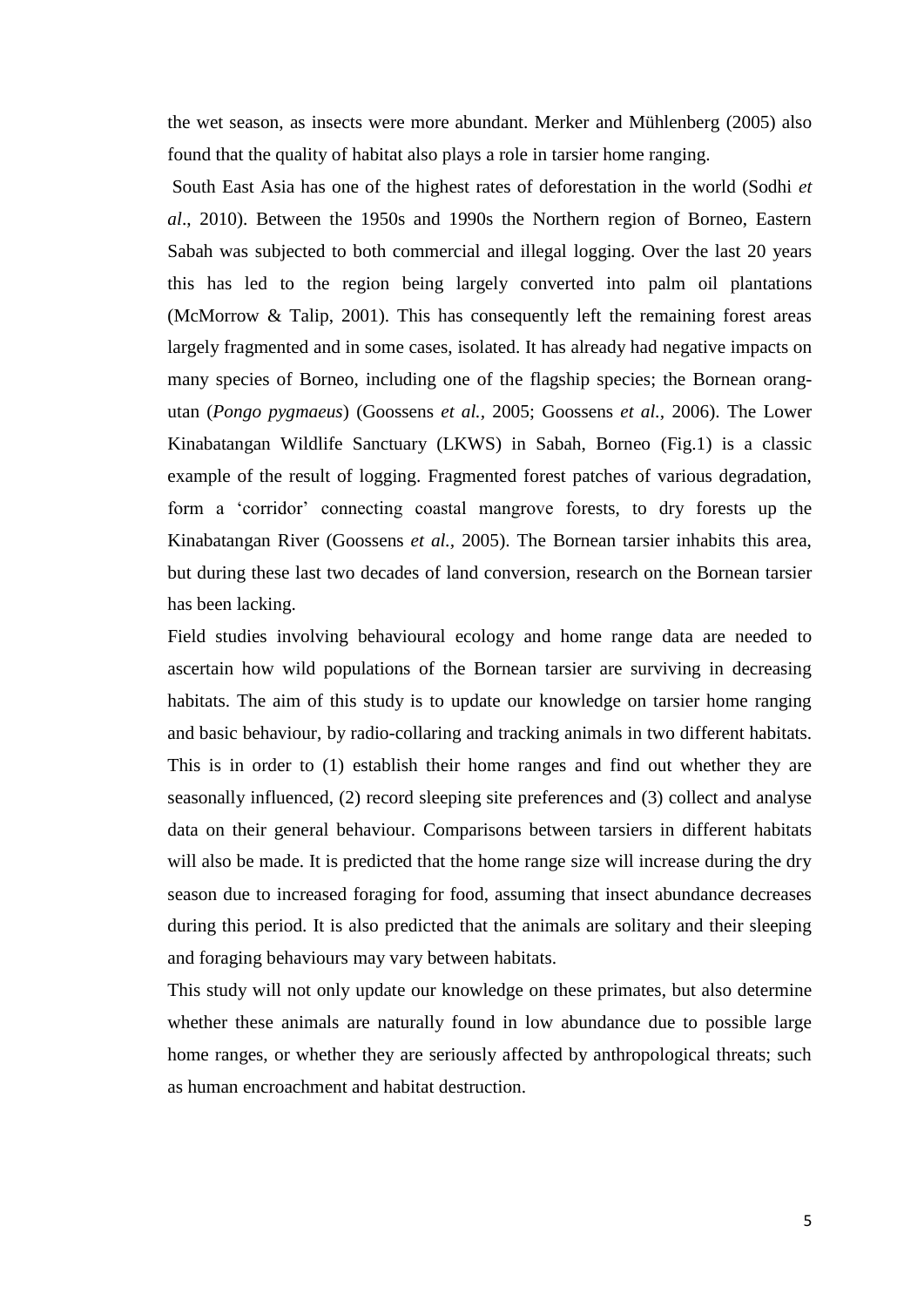the wet season, as insects were more abundant. Merker and Mühlenberg (2005) also found that the quality of habitat also plays a role in tarsier home ranging.

South East Asia has one of the highest rates of deforestation in the world (Sodhi *et al*., 2010). Between the 1950s and 1990s the Northern region of Borneo, Eastern Sabah was subjected to both commercial and illegal logging. Over the last 20 years this has led to the region being largely converted into palm oil plantations (McMorrow & Talip, 2001). This has consequently left the remaining forest areas largely fragmented and in some cases, isolated. It has already had negative impacts on many species of Borneo, including one of the flagship species; the Bornean orang-utan (*Pongo pygmaeus*) (Goossens *et al.,* 2005; Goossens *et al.,* 2006). The Lower Kinabatangan Wildlife Sanctuary (LKWS) in Sabah, Borneo (Fig.1) is a classic example of the result of logging. Fragmented forest patches of various degradation, form a 'corridor' connecting coastal mangrove forests, to dry forests up the Kinabatangan River (Goossens *et al.,* 2005). The Bornean tarsier inhabits this area, but during these last two decades of land conversion, research on the Bornean tarsier has been lacking.

Field studies involving behavioural ecology and home range data are needed to ascertain how wild populations of the Bornean tarsier are surviving in decreasing habitats. The aim of this study is to update our knowledge on tarsier home ranging and basic behaviour, by radio-collaring and tracking animals in two different habitats. This is in order to (1) establish their home ranges and find out whether they are seasonally influenced, (2) record sleeping site preferences and (3) collect and analyse data on their general behaviour. Comparisons between tarsiers in different habitats will also be made. It is predicted that the home range size will increase during the dry season due to increased foraging for food, assuming that insect abundance decreases during this period. It is also predicted that the animals are solitary and their sleeping and foraging behaviours may vary between habitats.

This study will not only update our knowledge on these primates, but also determine whether these animals are naturally found in low abundance due to possible large home ranges, or whether they are seriously affected by anthropological threats; such as human encroachment and habitat destruction.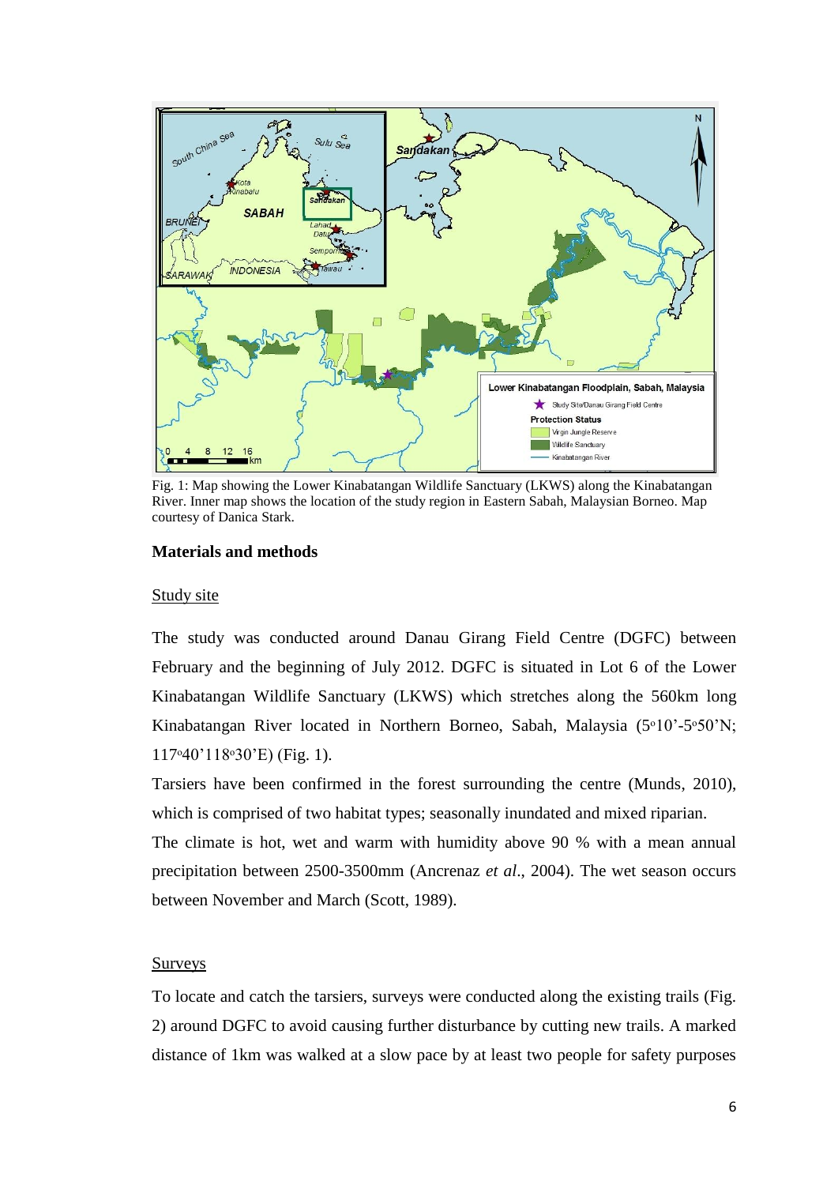Fig. 1: Map showing the Lower Kinabatangan Wildlife Sanctuary (LKWS) along the Kinabatangan River. Inner map shows the location of the study region in Eastern Sabah, Malaysian Borneo. Map courtesy of Danica Stark.

## Materials and methods

### Study site

The study was conducted around Danau Girang Field Centre (DGFC) between February and the beginning of July 2012. DGFC is situated in Lot 6 of the Lower Kinabatangan Wildlife Sanctuary (LKWS) which stretches along the 560km long Kinabatangan River located in Northern Borneo, Sabah, Malaysia (5°10'-5°50'N; 117°40'118°30'E) (Fig. 1).

Tarsiers have been confirmed in the forest surrounding the centre (Munds, 2010), which is comprised of two habitat types; seasonally inundated and mixed riparian.

The climate is hot, wet and warm with humidity above 90 % with a mean annual precipitation between 2500-3500mm (Ancrenaz *et al*., 2004). The wet season occurs between November and March (Scott, 1989).

### Surveys

To locate and catch the tarsiers, surveys were conducted along the existing trails (Fig. 2) around DGFC to avoid causing further disturbance by cutting new trails. A marked distance of 1km was walked at a slow pace by at least two people for safety purposes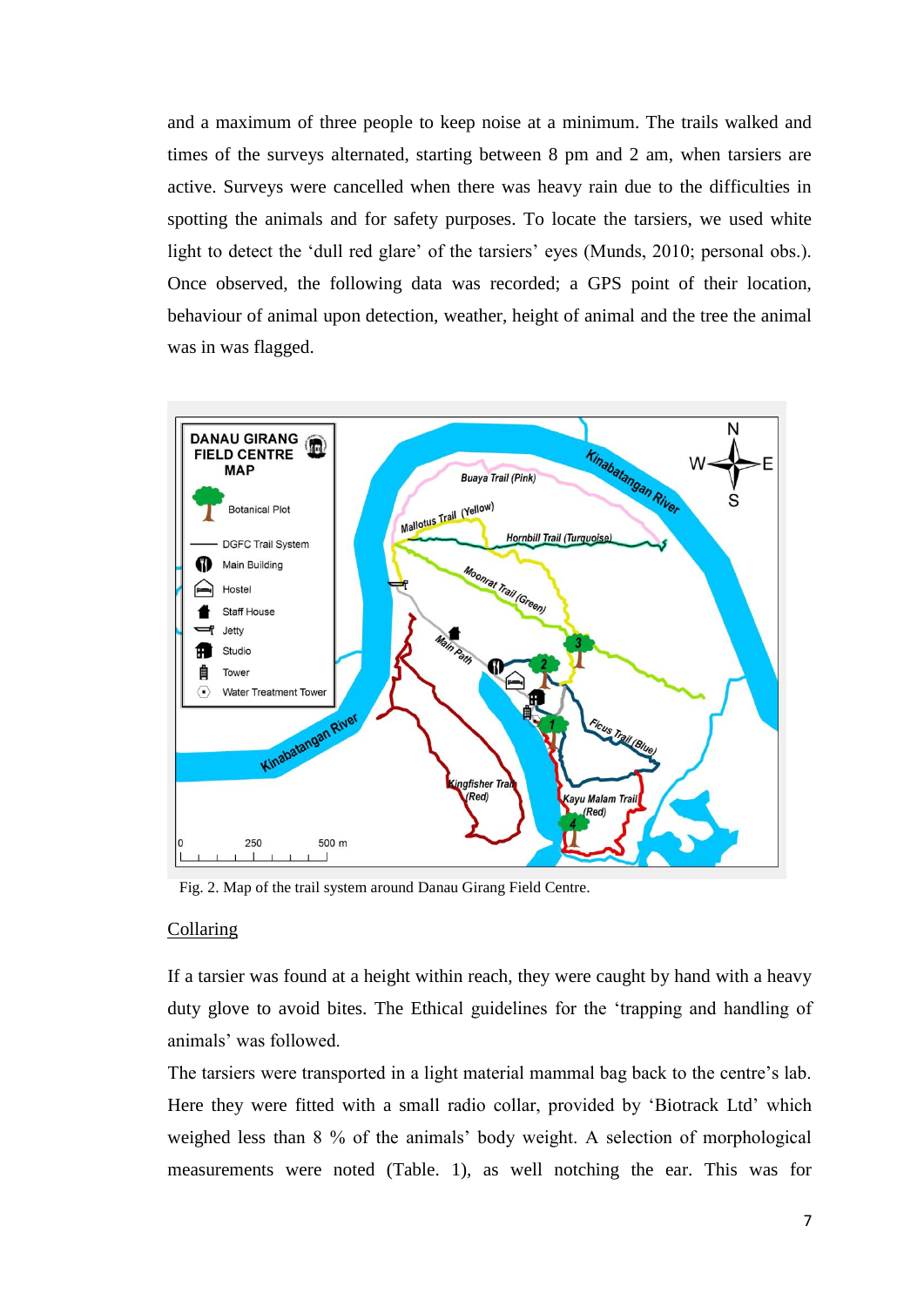and a maximum of three people to keep noise at a minimum. The trails walked and times of the surveys alternated, starting between 8 pm and 2 am, when tarsiers are active. Surveys were cancelled when there was heavy rain due to the difficulties in spotting the animals and for safety purposes. To locate the tarsiers, we used white light to detect the 'dull red glare' of the tarsiers' eyes (Munds, 2010; personal obs.). Once observed, the following data was recorded; a GPS point of their location, behaviour of animal upon detection, weather, height of animal and the tree the animal was in was flagged.

Fig. 2. Map of the trail system around Danau Girang Field Centre.

## Collaring

If a tarsier was found at a height within reach, they were caught by hand with a heavy duty glove to avoid bites. The Ethical guidelines for the 'trapping and handling of animals' was followed.

The tarsiers were transported in a light material mammal bag back to the centre's lab. Here they were fitted with a small radio collar, provided by 'Biotrack Ltd' which weighed less than 8 % of the animals' body weight. A selection of morphological measurements were noted (Table. 1), as well notching the ear. This was for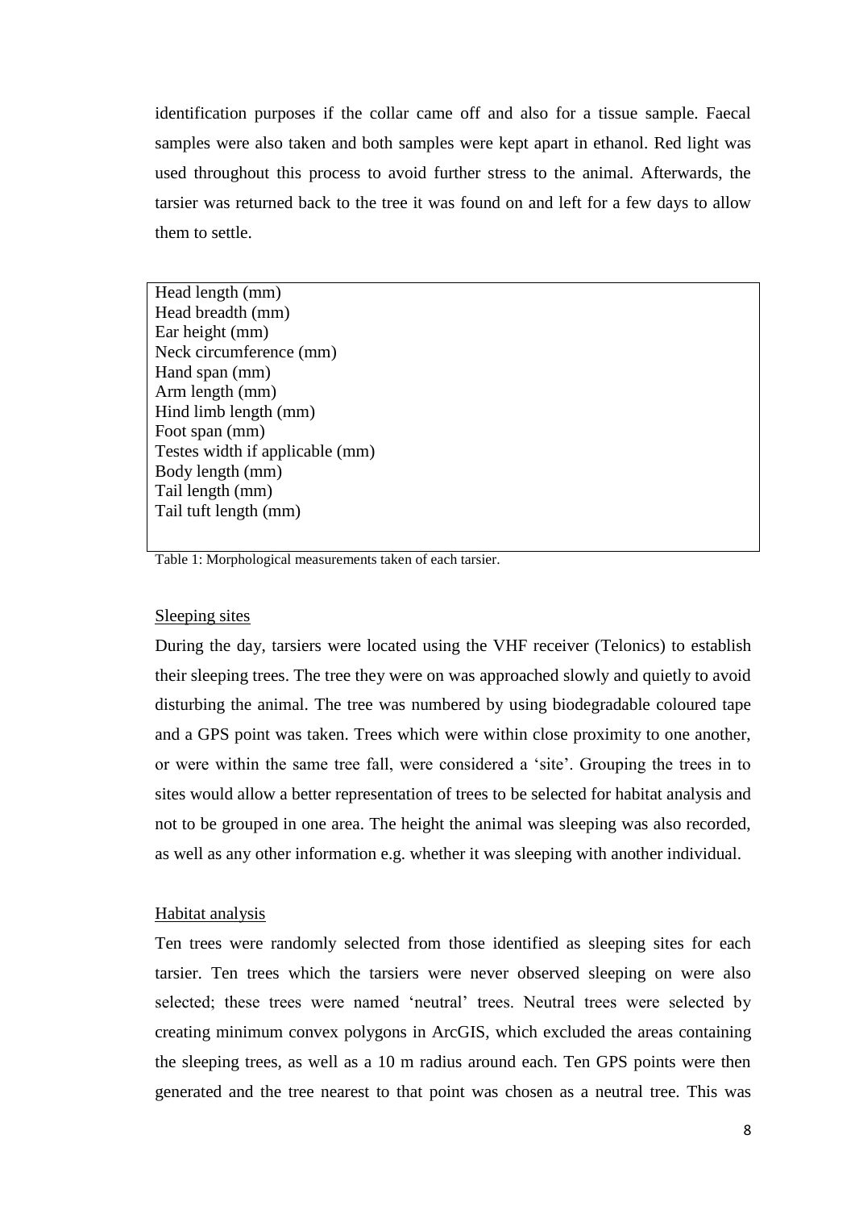identification purposes if the collar came off and also for a tissue sample. Faecal samples were also taken and both samples were kept apart in ethanol. Red light was used throughout this process to avoid further stress to the animal. Afterwards, the tarsier was returned back to the tree it was found on and left for a few days to allow them to settle.

| Head length (mm) |
|---|
| Head breadth (mm) |
| Ear height (mm) |
| Neck circumference (mm) |
| Hand span (mm) |
| Arm length (mm) |
| Hind limb length (mm) |
| Foot span (mm) |
| Testes width if applicable (mm) |
| Body length (mm) |
| Tail length (mm) |
| Tail tuft length (mm) |

Table 1: Morphological measurements taken of each tarsier.

## Sleeping sites

During the day, tarsiers were located using the VHF receiver (Telonics) to establish their sleeping trees. The tree they were on was approached slowly and quietly to avoid disturbing the animal. The tree was numbered by using biodegradable coloured tape and a GPS point was taken. Trees which were within close proximity to one another, or were within the same tree fall, were considered a 'site'. Grouping the trees in to sites would allow a better representation of trees to be selected for habitat analysis and not to be grouped in one area. The height the animal was sleeping was also recorded, as well as any other information e.g. whether it was sleeping with another individual.

## Habitat analysis

Ten trees were randomly selected from those identified as sleeping sites for each tarsier. Ten trees which the tarsiers were never observed sleeping on were also selected; these trees were named 'neutral' trees. Neutral trees were selected by creating minimum convex polygons in ArcGIS, which excluded the areas containing the sleeping trees, as well as a 10 m radius around each. Ten GPS points were then generated and the tree nearest to that point was chosen as a neutral tree. This was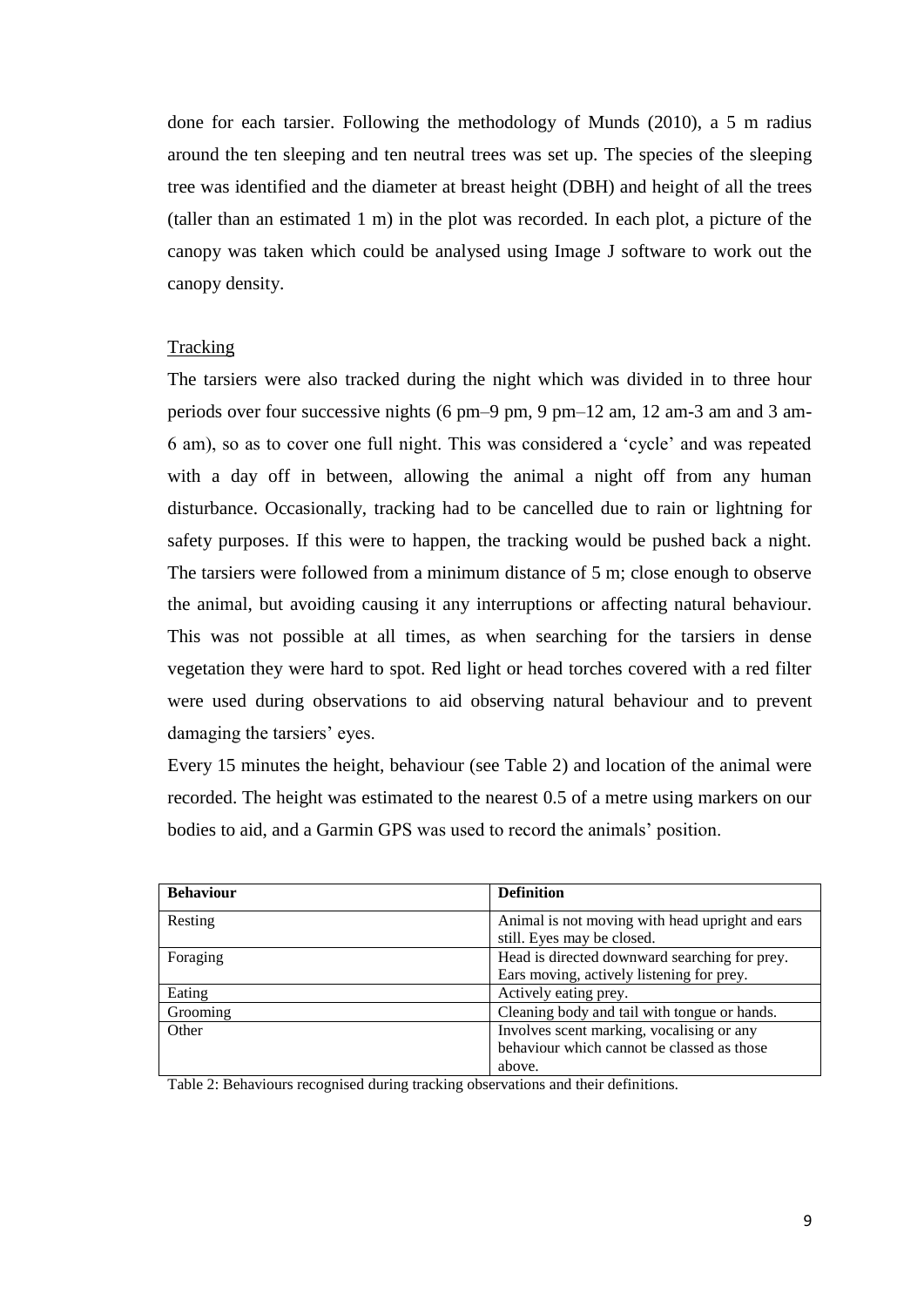done for each tarsier. Following the methodology of Munds (2010), a 5 m radius around the ten sleeping and ten neutral trees was set up. The species of the sleeping tree was identified and the diameter at breast height (DBH) and height of all the trees (taller than an estimated 1 m) in the plot was recorded. In each plot, a picture of the canopy was taken which could be analysed using Image J software to work out the canopy density.

Tracking

The tarsiers were also tracked during the night which was divided in to three hour periods over four successive nights (6 pm–9 pm, 9 pm–12 am, 12 am-3 am and 3 am-6 am), so as to cover one full night. This was considered a 'cycle' and was repeated with a day off in between, allowing the animal a night off from any human disturbance. Occasionally, tracking had to be cancelled due to rain or lightning for safety purposes. If this were to happen, the tracking would be pushed back a night. The tarsiers were followed from a minimum distance of 5 m; close enough to observe the animal, but avoiding causing it any interruptions or affecting natural behaviour. This was not possible at all times, as when searching for the tarsiers in dense vegetation they were hard to spot. Red light or head torches covered with a red filter were used during observations to aid observing natural behaviour and to prevent damaging the tarsiers' eyes.

Every 15 minutes the height, behaviour (see Table 2) and location of the animal were recorded. The height was estimated to the nearest 0.5 of a metre using markers on our bodies to aid, and a Garmin GPS was used to record the animals' position.

| **Behaviour** | **Definition** |
|---|---|
| Resting | Animal is not moving with head upright and ears still. Eyes may be closed. |
| Foraging | Head is directed downward searching for prey. Ears moving, actively listening for prey. |
| Eating | Actively eating prey. |
| Grooming | Cleaning body and tail with tongue or hands. |
| Other | Involves scent marking, vocalising or any behaviour which cannot be classed as those above. |

Table 2: Behaviours recognised during tracking observations and their definitions.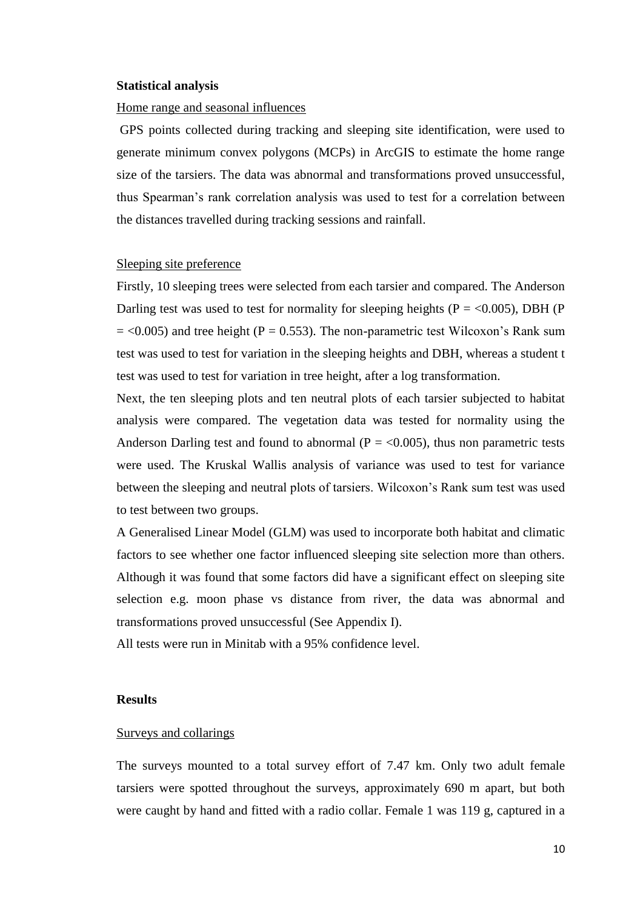**Statistical analysis**

Home range and seasonal influences

GPS points collected during tracking and sleeping site identification, were used to generate minimum convex polygons (MCPs) in ArcGIS to estimate the home range size of the tarsiers. The data was abnormal and transformations proved unsuccessful, thus Spearman's rank correlation analysis was used to test for a correlation between the distances travelled during tracking sessions and rainfall.

Sleeping site preference

Firstly, 10 sleeping trees were selected from each tarsier and compared. The Anderson Darling test was used to test for normality for sleeping heights ($P = <0.005$), DBH ($P = <0.005$) and tree height ($P = 0.553$). The non-parametric test Wilcoxon's Rank sum test was used to test for variation in the sleeping heights and DBH, whereas a student t test was used to test for variation in tree height, after a log transformation.

Next, the ten sleeping plots and ten neutral plots of each tarsier subjected to habitat analysis were compared. The vegetation data was tested for normality using the Anderson Darling test and found to abnormal ($P = <0.005$), thus non parametric tests were used. The Kruskal Wallis analysis of variance was used to test for variance between the sleeping and neutral plots of tarsiers. Wilcoxon's Rank sum test was used to test between two groups.

A Generalised Linear Model (GLM) was used to incorporate both habitat and climatic factors to see whether one factor influenced sleeping site selection more than others. Although it was found that some factors did have a significant effect on sleeping site selection e.g. moon phase vs distance from river, the data was abnormal and transformations proved unsuccessful (See Appendix I).

All tests were run in Minitab with a 95% confidence level.

**Results**

Surveys and collarings

The surveys mounted to a total survey effort of 7.47 km. Only two adult female tarsiers were spotted throughout the surveys, approximately 690 m apart, but both were caught by hand and fitted with a radio collar. Female 1 was 119 g, captured in a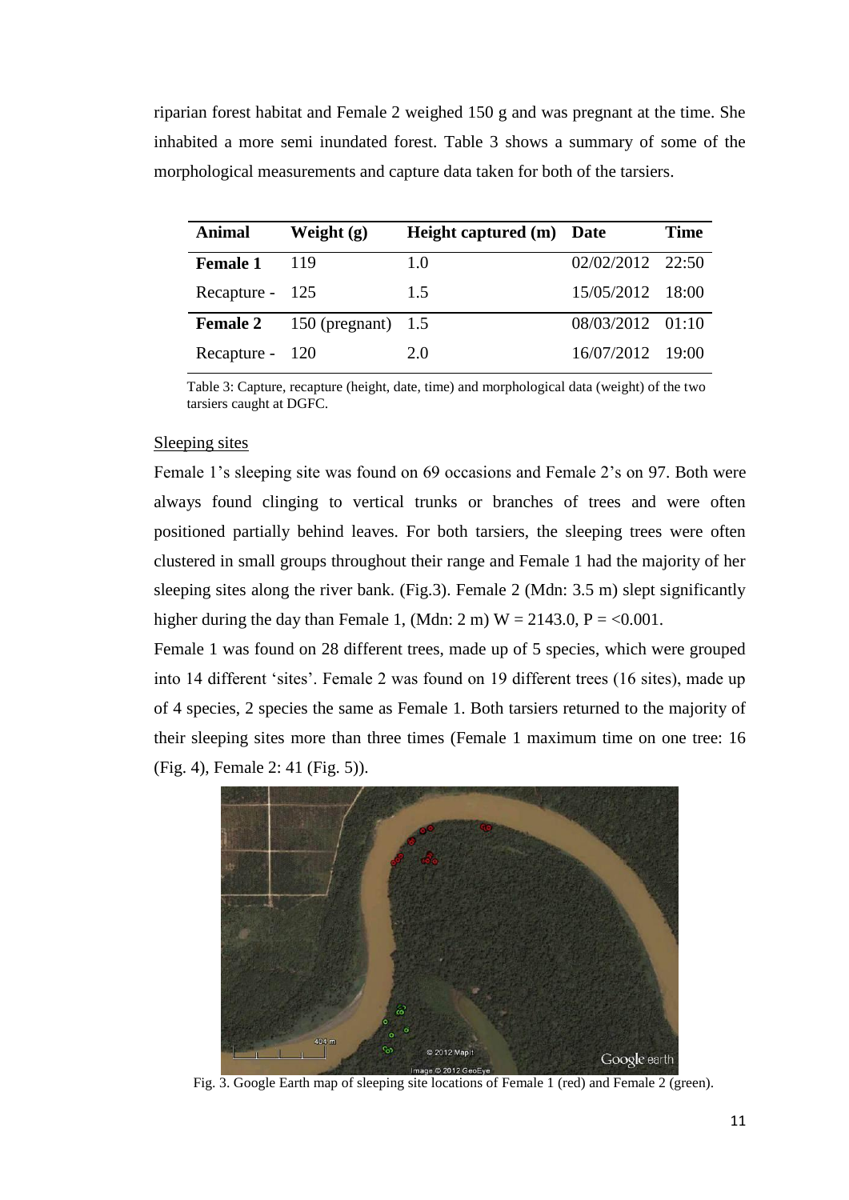riparian forest habitat and Female 2 weighed 150 g and was pregnant at the time. She inhabited a more semi inundated forest. Table 3 shows a summary of some of the morphological measurements and capture data taken for both of the tarsiers.

| Animal | Weight (g) | Height captured (m) | Date | Time |
|---|---|---|---|---|
| **Female 1** | 119 | 1.0 | 02/02/2012 | 22:50 |
| Recapture - | 125 | 1.5 | 15/05/2012 | 18:00 |
| **Female 2** | 150 (pregnant) | 1.5 | 08/03/2012 | 01:10 |
| Recapture - | 120 | 2.0 | 16/07/2012 | 19:00 |

Table 3: Capture, recapture (height, date, time) and morphological data (weight) of the two tarsiers caught at DGFC.

Sleeping sites

Female 1's sleeping site was found on 69 occasions and Female 2's on 97. Both were always found clinging to vertical trunks or branches of trees and were often positioned partially behind leaves. For both tarsiers, the sleeping trees were often clustered in small groups throughout their range and Female 1 had the majority of her sleeping sites along the river bank. (Fig.3). Female 2 (Mdn: 3.5 m) slept significantly higher during the day than Female 1, (Mdn: 2 m) $W = 2143.0$, $P = <0.001$.

Female 1 was found on 28 different trees, made up of 5 species, which were grouped into 14 different 'sites'. Female 2 was found on 19 different trees (16 sites), made up of 4 species, 2 species the same as Female 1. Both tarsiers returned to the majority of their sleeping sites more than three times (Female 1 maximum time on one tree: 16 (Fig. 4), Female 2: 41 (Fig. 5)).

Fig. 3. Google Earth map of sleeping site locations of Female 1 (red) and Female 2 (green).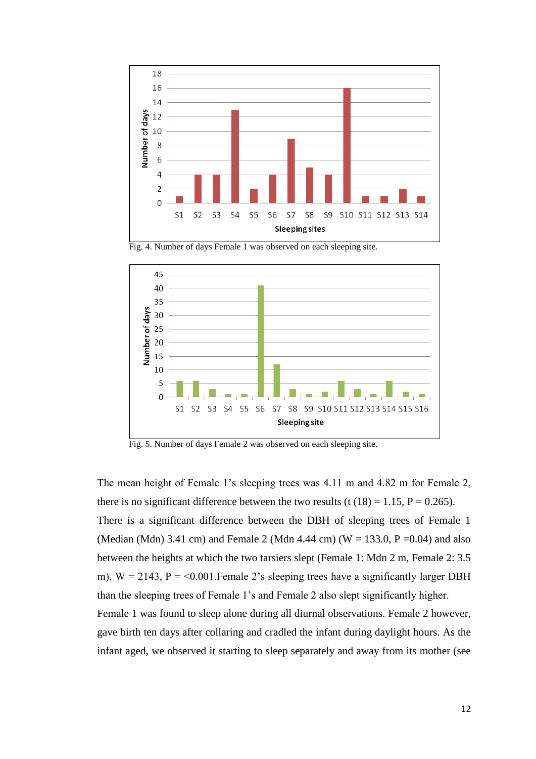Fig. 4. Number of days Female 1 was observed on each sleeping site.

Fig. 5. Number of days Female 2 was observed on each sleeping site.

The mean height of Female 1's sleeping trees was 4.11 m and 4.82 m for Female 2, there is no significant difference between the two results ($t\ (18) = 1.15$, $P = 0.265$). There is a significant difference between the DBH of sleeping trees of Female 1 (Median (Mdn) 3.41 cm) and Female 2 (Mdn 4.44 cm) ($W = 133.0$, $P = 0.04$) and also between the heights at which the two tarsiers slept (Female 1: Mdn 2 m, Female 2: 3.5 m), $W = 2143$, $P = <0.001$.Female 2's sleeping trees have a significantly larger DBH than the sleeping trees of Female 1's and Female 2 also slept significantly higher.

Female 1 was found to sleep alone during all diurnal observations. Female 2 however, gave birth ten days after collaring and cradled the infant during daylight hours. As the infant aged, we observed it starting to sleep separately and away from its mother (see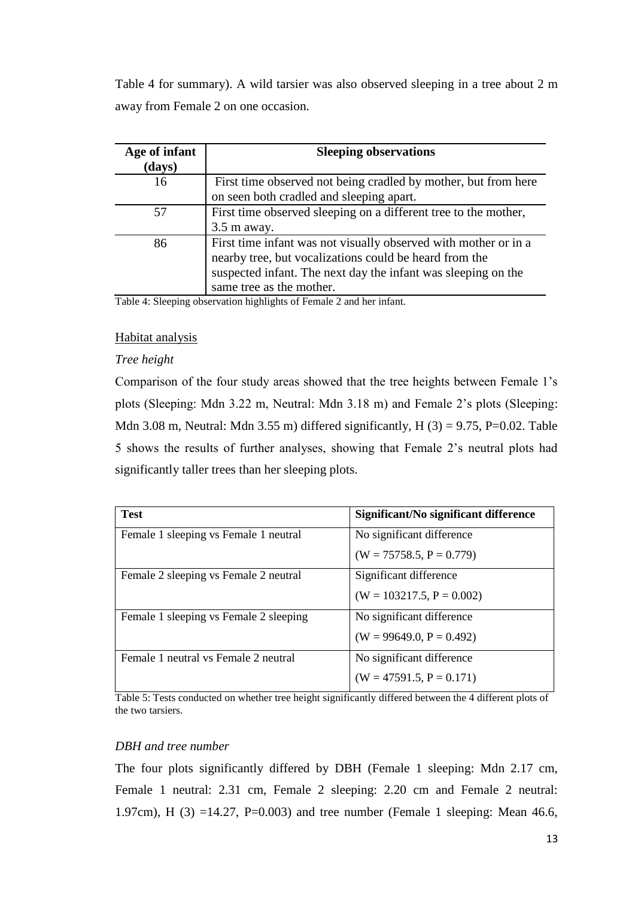Table 4 for summary). A wild tarsier was also observed sleeping in a tree about 2 m away from Female 2 on one occasion.

| Age of infant (days) | Sleeping observations |
|---|---|
| 16 | First time observed not being cradled by mother, but from here on seen both cradled and sleeping apart. |
| 57 | First time observed sleeping on a different tree to the mother, 3.5 m away. |
| 86 | First time infant was not visually observed with mother or in a nearby tree, but vocalizations could be heard from the suspected infant. The next day the infant was sleeping on the same tree as the mother. |

Table 4: Sleeping observation highlights of Female 2 and her infant.

## Habitat analysis

*Tree height*

Comparison of the four study areas showed that the tree heights between Female 1's plots (Sleeping: Mdn 3.22 m, Neutral: Mdn 3.18 m) and Female 2's plots (Sleeping: Mdn 3.08 m, Neutral: Mdn 3.55 m) differed significantly, $H(3) = 9.75$, $P=0.02$. Table 5 shows the results of further analyses, showing that Female 2's neutral plots had significantly taller trees than her sleeping plots.

| Test | Significant/No significant difference |
|---|---|
| Female 1 sleeping vs Female 1 neutral | No significant difference ($W = 75758.5$, $P = 0.779$) |
| Female 2 sleeping vs Female 2 neutral | Significant difference ($W = 103217.5$, $P = 0.002$) |
| Female 1 sleeping vs Female 2 sleeping | No significant difference ($W = 99649.0$, $P = 0.492$) |
| Female 1 neutral vs Female 2 neutral | No significant difference ($W = 47591.5$, $P = 0.171$) |

Table 5: Tests conducted on whether tree height significantly differed between the 4 different plots of the two tarsiers.

*DBH and tree number*

The four plots significantly differed by DBH (Female 1 sleeping: Mdn 2.17 cm, Female 1 neutral: 2.31 cm, Female 2 sleeping: 2.20 cm and Female 2 neutral: 1.97cm), $H(3) = 14.27$, $P=0.003$) and tree number (Female 1 sleeping: Mean 46.6,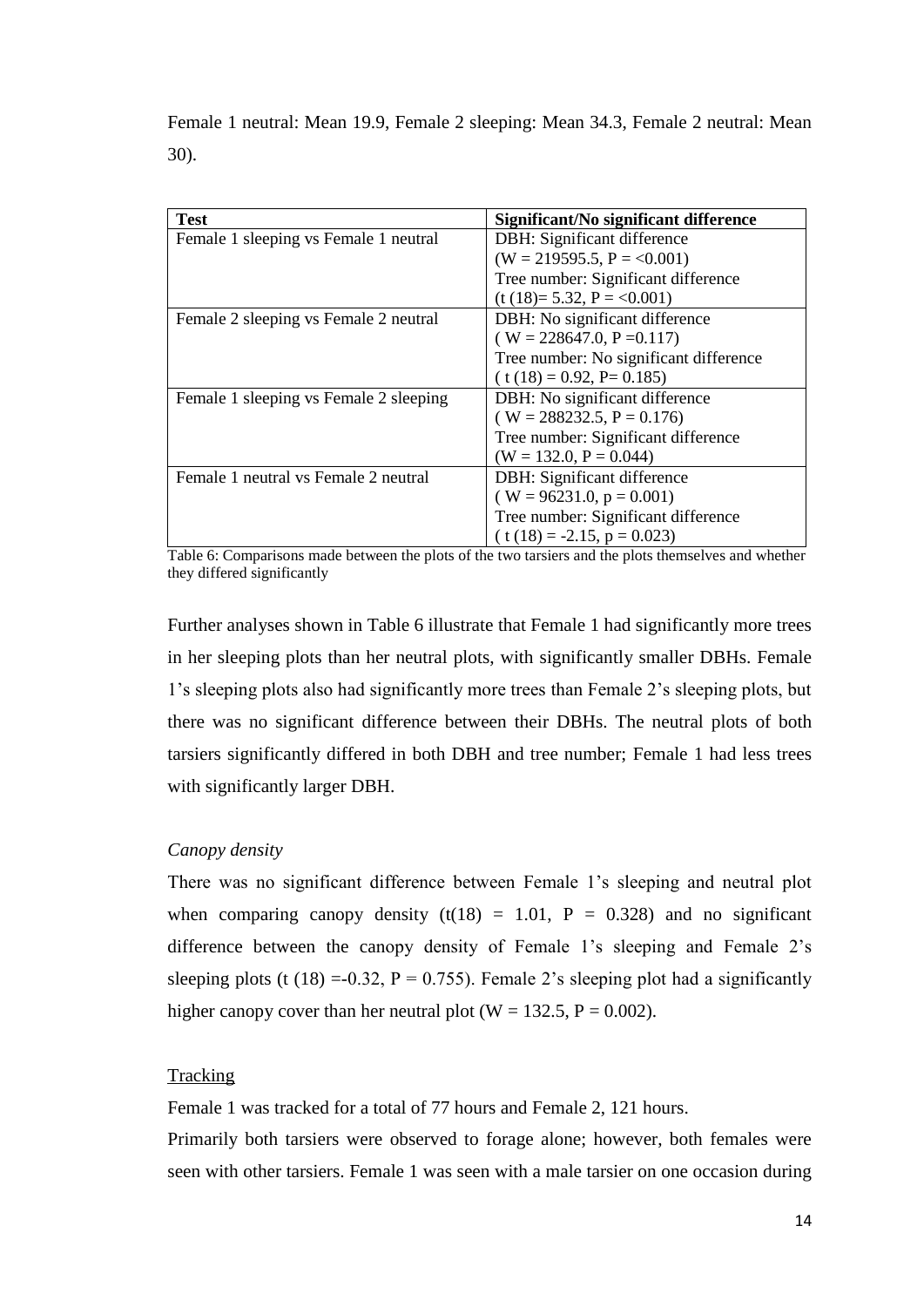Female 1 neutral: Mean 19.9, Female 2 sleeping: Mean 34.3, Female 2 neutral: Mean 30).

| **Test** | **Significant/No significant difference** |
|---|---|
| Female 1 sleeping vs Female 1 neutral | DBH: Significant difference ($W = 219595.5$, $P = <0.001$) Tree number: Significant difference ($t\,(18) = 5.32$, $P = <0.001$) |
| Female 2 sleeping vs Female 2 neutral | DBH: No significant difference ($W = 228647.0$, $P = 0.117$) Tree number: No significant difference ($t\,(18) = 0.92$, $P = 0.185$) |
| Female 1 sleeping vs Female 2 sleeping | DBH: No significant difference ($W = 288232.5$, $P = 0.176$) Tree number: Significant difference ($W = 132.0$, $P = 0.044$) |
| Female 1 neutral vs Female 2 neutral | DBH: Significant difference ($W = 96231.0$, $p = 0.001$) Tree number: Significant difference ($t\,(18) = -2.15$, $p = 0.023$) |

Table 6: Comparisons made between the plots of the two tarsiers and the plots themselves and whether they differed significantly

Further analyses shown in Table 6 illustrate that Female 1 had significantly more trees in her sleeping plots than her neutral plots, with significantly smaller DBHs. Female 1's sleeping plots also had significantly more trees than Female 2's sleeping plots, but there was no significant difference between their DBHs. The neutral plots of both tarsiers significantly differed in both DBH and tree number; Female 1 had less trees with significantly larger DBH.

*Canopy density*

There was no significant difference between Female 1's sleeping and neutral plot when comparing canopy density ($t(18) = 1.01$, $P = 0.328$) and no significant difference between the canopy density of Female 1's sleeping and Female 2's sleeping plots ($t\,(18) = -0.32$, $P = 0.755$). Female 2's sleeping plot had a significantly higher canopy cover than her neutral plot ($W = 132.5$, $P = 0.002$).

Tracking

Female 1 was tracked for a total of 77 hours and Female 2, 121 hours.

Primarily both tarsiers were observed to forage alone; however, both females were seen with other tarsiers. Female 1 was seen with a male tarsier on one occasion during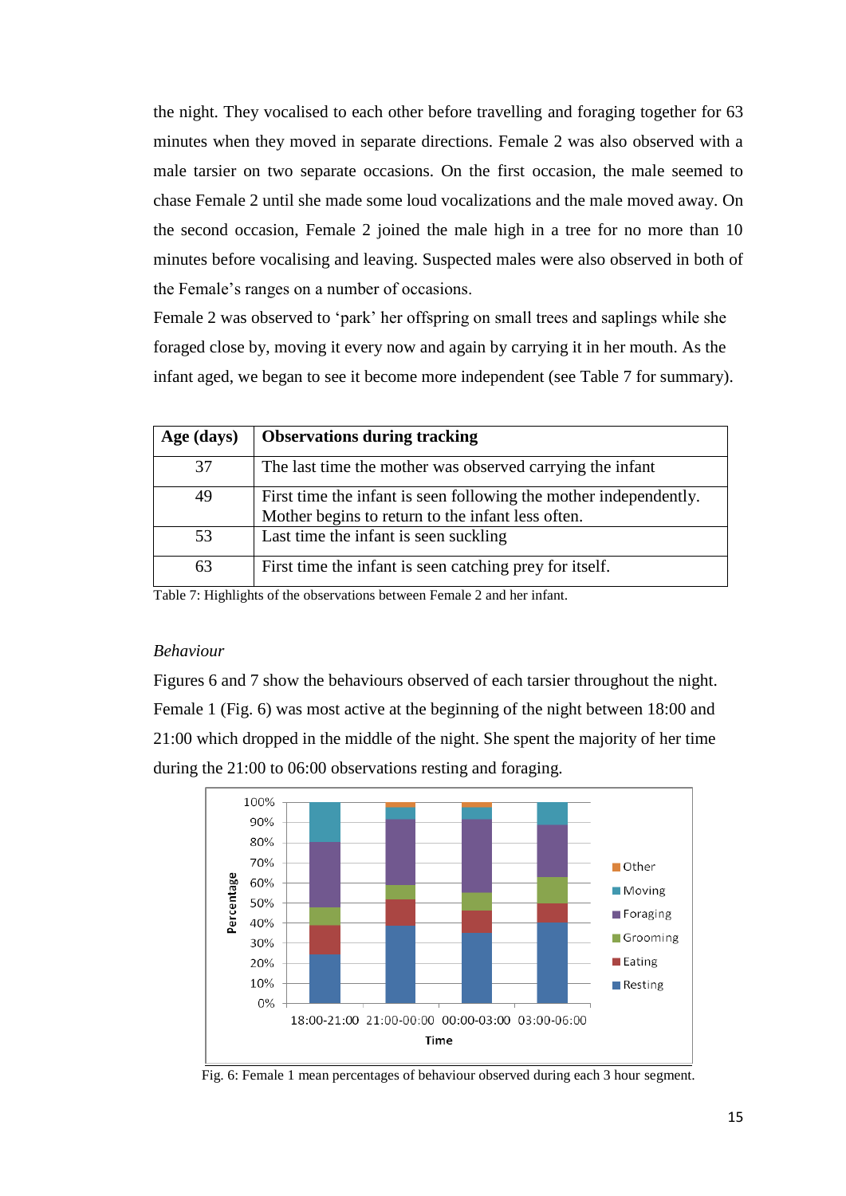the night. They vocalised to each other before travelling and foraging together for 63 minutes when they moved in separate directions. Female 2 was also observed with a male tarsier on two separate occasions. On the first occasion, the male seemed to chase Female 2 until she made some loud vocalizations and the male moved away. On the second occasion, Female 2 joined the male high in a tree for no more than 10 minutes before vocalising and leaving. Suspected males were also observed in both of the Female's ranges on a number of occasions.

Female 2 was observed to 'park' her offspring on small trees and saplings while she foraged close by, moving it every now and again by carrying it in her mouth. As the infant aged, we began to see it become more independent (see Table 7 for summary).

| Age (days) | Observations during tracking |
|---|---|
| 37 | The last time the mother was observed carrying the infant |
| 49 | First time the infant is seen following the mother independently. Mother begins to return to the infant less often. |
| 53 | Last time the infant is seen suckling |
| 63 | First time the infant is seen catching prey for itself. |

Table 7: Highlights of the observations between Female 2 and her infant.

*Behaviour*

Figures 6 and 7 show the behaviours observed of each tarsier throughout the night. Female 1 (Fig. 6) was most active at the beginning of the night between 18:00 and 21:00 which dropped in the middle of the night. She spent the majority of her time during the 21:00 to 06:00 observations resting and foraging.

Fig. 6: Female 1 mean percentages of behaviour observed during each 3 hour segment.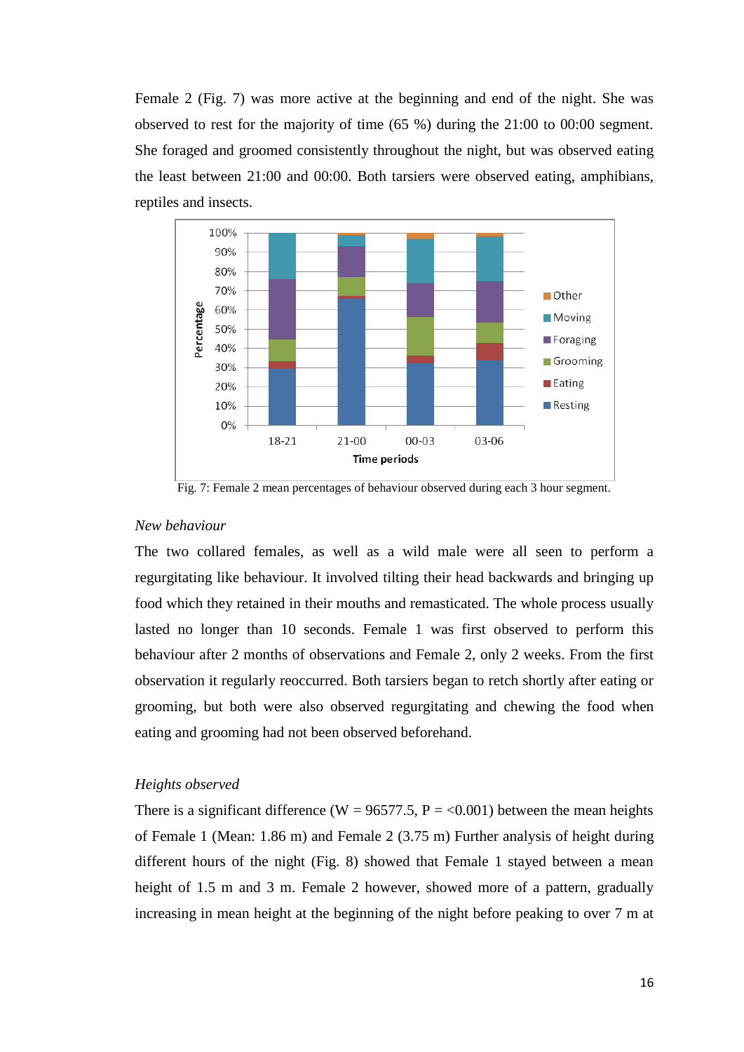Female 2 (Fig. 7) was more active at the beginning and end of the night. She was observed to rest for the majority of time (65 %) during the 21:00 to 00:00 segment. She foraged and groomed consistently throughout the night, but was observed eating the least between 21:00 and 00:00. Both tarsiers were observed eating, amphibians, reptiles and insects.

Fig. 7: Female 2 mean percentages of behaviour observed during each 3 hour segment.

*New behaviour*

The two collared females, as well as a wild male were all seen to perform a regurgitating like behaviour. It involved tilting their head backwards and bringing up food which they retained in their mouths and remasticated. The whole process usually lasted no longer than 10 seconds. Female 1 was first observed to perform this behaviour after 2 months of observations and Female 2, only 2 weeks. From the first observation it regularly reoccurred. Both tarsiers began to retch shortly after eating or grooming, but both were also observed regurgitating and chewing the food when eating and grooming had not been observed beforehand.

*Heights observed*

There is a significant difference (W = 96577.5, P = <0.001) between the mean heights of Female 1 (Mean: 1.86 m) and Female 2 (3.75 m) Further analysis of height during different hours of the night (Fig. 8) showed that Female 1 stayed between a mean height of 1.5 m and 3 m. Female 2 however, showed more of a pattern, gradually increasing in mean height at the beginning of the night before peaking to over 7 m at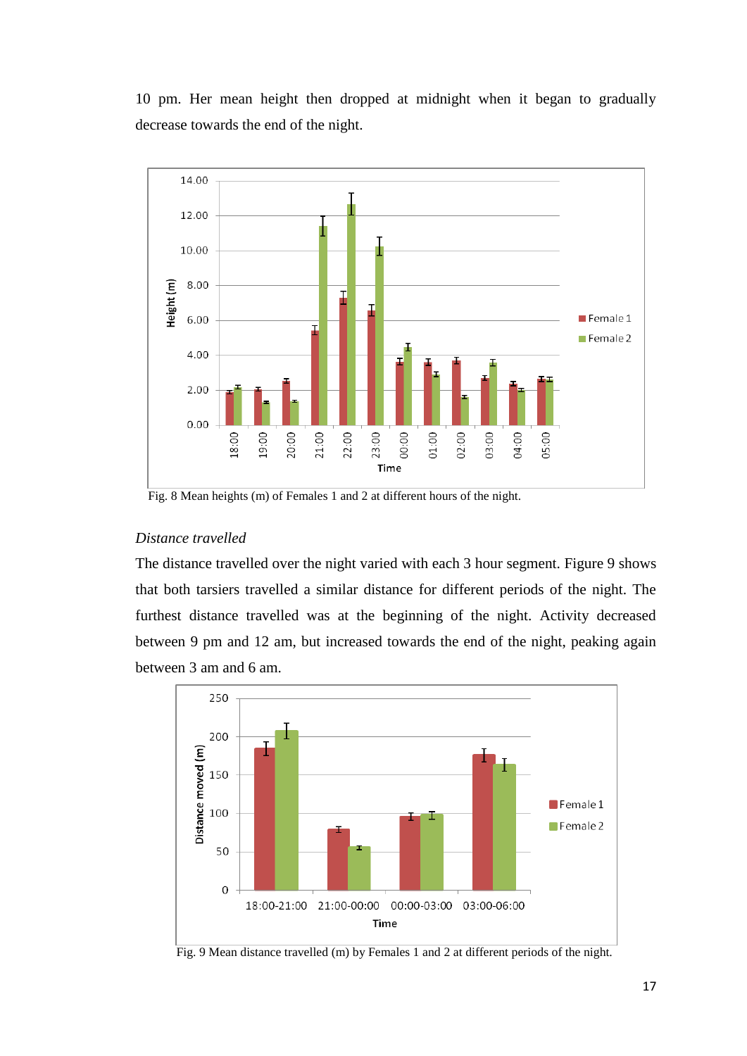10 pm. Her mean height then dropped at midnight when it began to gradually decrease towards the end of the night.

Fig. 8 Mean heights (m) of Females 1 and 2 at different hours of the night.

*Distance travelled*

The distance travelled over the night varied with each 3 hour segment. Figure 9 shows that both tarsiers travelled a similar distance for different periods of the night. The furthest distance travelled was at the beginning of the night. Activity decreased between 9 pm and 12 am, but increased towards the end of the night, peaking again between 3 am and 6 am.

Fig. 9 Mean distance travelled (m) by Females 1 and 2 at different periods of the night.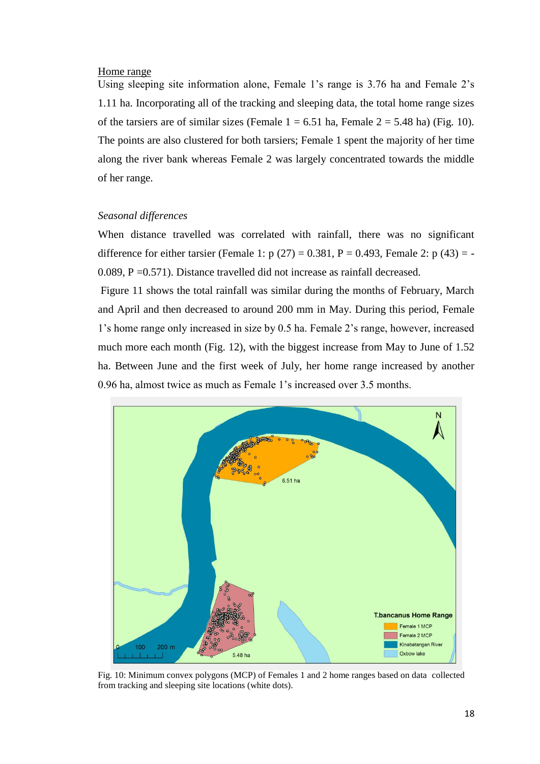Home range

Using sleeping site information alone, Female 1's range is 3.76 ha and Female 2's 1.11 ha. Incorporating all of the tracking and sleeping data, the total home range sizes of the tarsiers are of similar sizes (Female 1 = 6.51 ha, Female 2 = 5.48 ha) (Fig. 10). The points are also clustered for both tarsiers; Female 1 spent the majority of her time along the river bank whereas Female 2 was largely concentrated towards the middle of her range.

*Seasonal differences*

When distance travelled was correlated with rainfall, there was no significant difference for either tarsier (Female 1: p (27) = 0.381, P = 0.493, Female 2: p (43) = -0.089, P =0.571). Distance travelled did not increase as rainfall decreased.

Figure 11 shows the total rainfall was similar during the months of February, March and April and then decreased to around 200 mm in May. During this period, Female 1's home range only increased in size by 0.5 ha. Female 2's range, however, increased much more each month (Fig. 12), with the biggest increase from May to June of 1.52 ha. Between June and the first week of July, her home range increased by another 0.96 ha, almost twice as much as Female 1's increased over 3.5 months.

Fig. 10: Minimum convex polygons (MCP) of Females 1 and 2 home ranges based on data collected from tracking and sleeping site locations (white dots).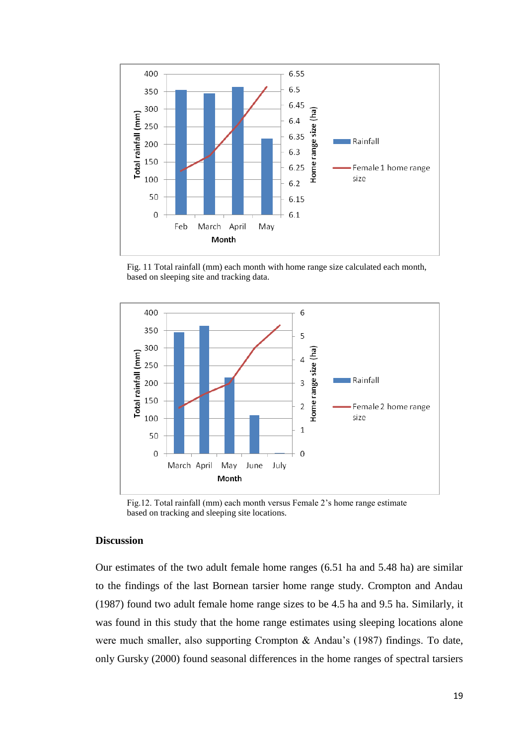Fig. 11 Total rainfall (mm) each month with home range size calculated each month, based on sleeping site and tracking data.

Fig.12. Total rainfall (mm) each month versus Female 2's home range estimate based on tracking and sleeping site locations.

## Discussion

Our estimates of the two adult female home ranges (6.51 ha and 5.48 ha) are similar to the findings of the last Bornean tarsier home range study. Crompton and Andau (1987) found two adult female home range sizes to be 4.5 ha and 9.5 ha. Similarly, it was found in this study that the home range estimates using sleeping locations alone were much smaller, also supporting Crompton & Andau's (1987) findings. To date, only Gursky (2000) found seasonal differences in the home ranges of spectral tarsiers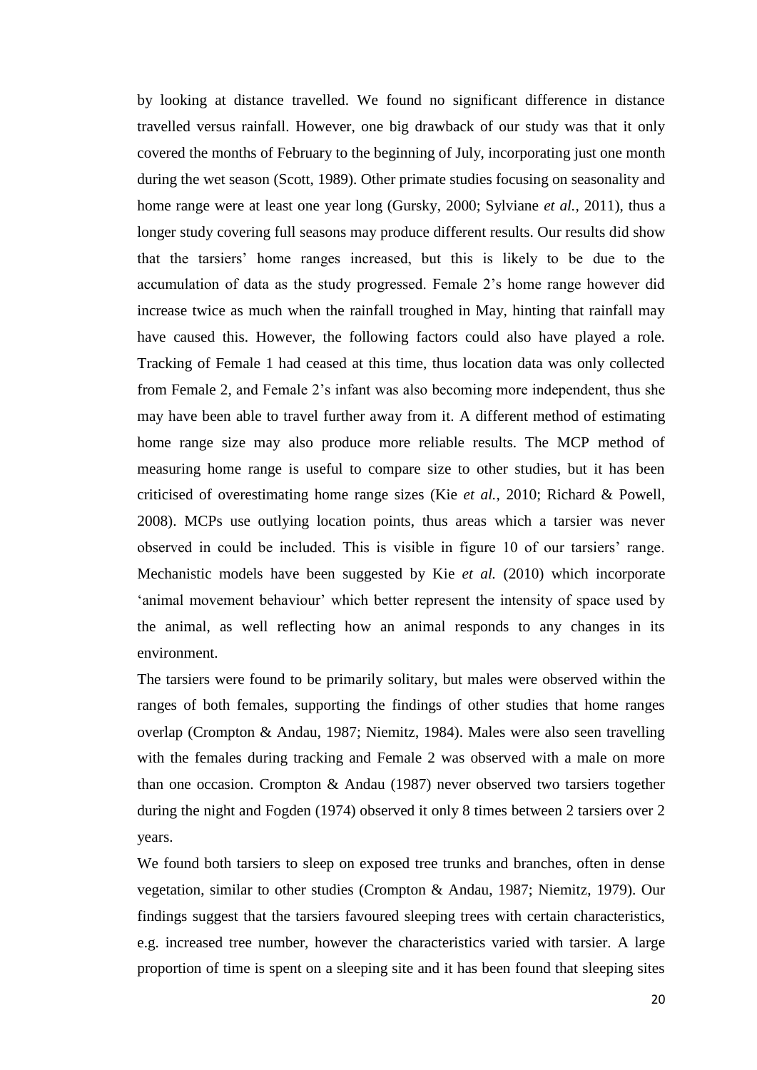by looking at distance travelled. We found no significant difference in distance travelled versus rainfall. However, one big drawback of our study was that it only covered the months of February to the beginning of July, incorporating just one month during the wet season (Scott, 1989). Other primate studies focusing on seasonality and home range were at least one year long (Gursky, 2000; Sylviane *et al.*, 2011), thus a longer study covering full seasons may produce different results. Our results did show that the tarsiers' home ranges increased, but this is likely to be due to the accumulation of data as the study progressed. Female 2's home range however did increase twice as much when the rainfall troughed in May, hinting that rainfall may have caused this. However, the following factors could also have played a role. Tracking of Female 1 had ceased at this time, thus location data was only collected from Female 2, and Female 2's infant was also becoming more independent, thus she may have been able to travel further away from it. A different method of estimating home range size may also produce more reliable results. The MCP method of measuring home range is useful to compare size to other studies, but it has been criticised of overestimating home range sizes (Kie *et al.*, 2010; Richard & Powell, 2008). MCPs use outlying location points, thus areas which a tarsier was never observed in could be included. This is visible in figure 10 of our tarsiers' range. Mechanistic models have been suggested by Kie *et al.* (2010) which incorporate 'animal movement behaviour' which better represent the intensity of space used by the animal, as well reflecting how an animal responds to any changes in its environment.

The tarsiers were found to be primarily solitary, but males were observed within the ranges of both females, supporting the findings of other studies that home ranges overlap (Crompton & Andau, 1987; Niemitz, 1984). Males were also seen travelling with the females during tracking and Female 2 was observed with a male on more than one occasion. Crompton & Andau (1987) never observed two tarsiers together during the night and Fogden (1974) observed it only 8 times between 2 tarsiers over 2 years.

We found both tarsiers to sleep on exposed tree trunks and branches, often in dense vegetation, similar to other studies (Crompton & Andau, 1987; Niemitz, 1979). Our findings suggest that the tarsiers favoured sleeping trees with certain characteristics, e.g. increased tree number, however the characteristics varied with tarsier. A large proportion of time is spent on a sleeping site and it has been found that sleeping sites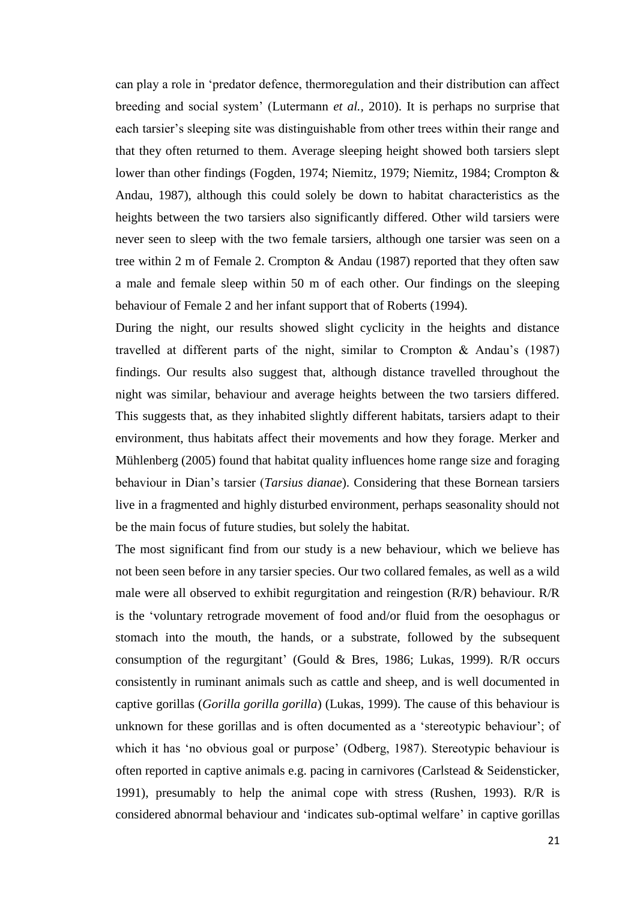can play a role in 'predator defence, thermoregulation and their distribution can affect breeding and social system' (Lutermann *et al.*, 2010). It is perhaps no surprise that each tarsier's sleeping site was distinguishable from other trees within their range and that they often returned to them. Average sleeping height showed both tarsiers slept lower than other findings (Fogden, 1974; Niemitz, 1979; Niemitz, 1984; Crompton & Andau, 1987), although this could solely be down to habitat characteristics as the heights between the two tarsiers also significantly differed. Other wild tarsiers were never seen to sleep with the two female tarsiers, although one tarsier was seen on a tree within 2 m of Female 2. Crompton & Andau (1987) reported that they often saw a male and female sleep within 50 m of each other. Our findings on the sleeping behaviour of Female 2 and her infant support that of Roberts (1994).

During the night, our results showed slight cyclicity in the heights and distance travelled at different parts of the night, similar to Crompton & Andau's (1987) findings. Our results also suggest that, although distance travelled throughout the night was similar, behaviour and average heights between the two tarsiers differed. This suggests that, as they inhabited slightly different habitats, tarsiers adapt to their environment, thus habitats affect their movements and how they forage. Merker and Mühlenberg (2005) found that habitat quality influences home range size and foraging behaviour in Dian's tarsier (*Tarsius dianae*). Considering that these Bornean tarsiers live in a fragmented and highly disturbed environment, perhaps seasonality should not be the main focus of future studies, but solely the habitat.

The most significant find from our study is a new behaviour, which we believe has not been seen before in any tarsier species. Our two collared females, as well as a wild male were all observed to exhibit regurgitation and reingestion (R/R) behaviour. R/R is the 'voluntary retrograde movement of food and/or fluid from the oesophagus or stomach into the mouth, the hands, or a substrate, followed by the subsequent consumption of the regurgitant' (Gould & Bres, 1986; Lukas, 1999). R/R occurs consistently in ruminant animals such as cattle and sheep, and is well documented in captive gorillas (*Gorilla gorilla gorilla*) (Lukas, 1999). The cause of this behaviour is unknown for these gorillas and is often documented as a 'stereotypic behaviour'; of which it has 'no obvious goal or purpose' (Odberg, 1987). Stereotypic behaviour is often reported in captive animals e.g. pacing in carnivores (Carlstead & Seidensticker, 1991), presumably to help the animal cope with stress (Rushen, 1993). R/R is considered abnormal behaviour and 'indicates sub-optimal welfare' in captive gorillas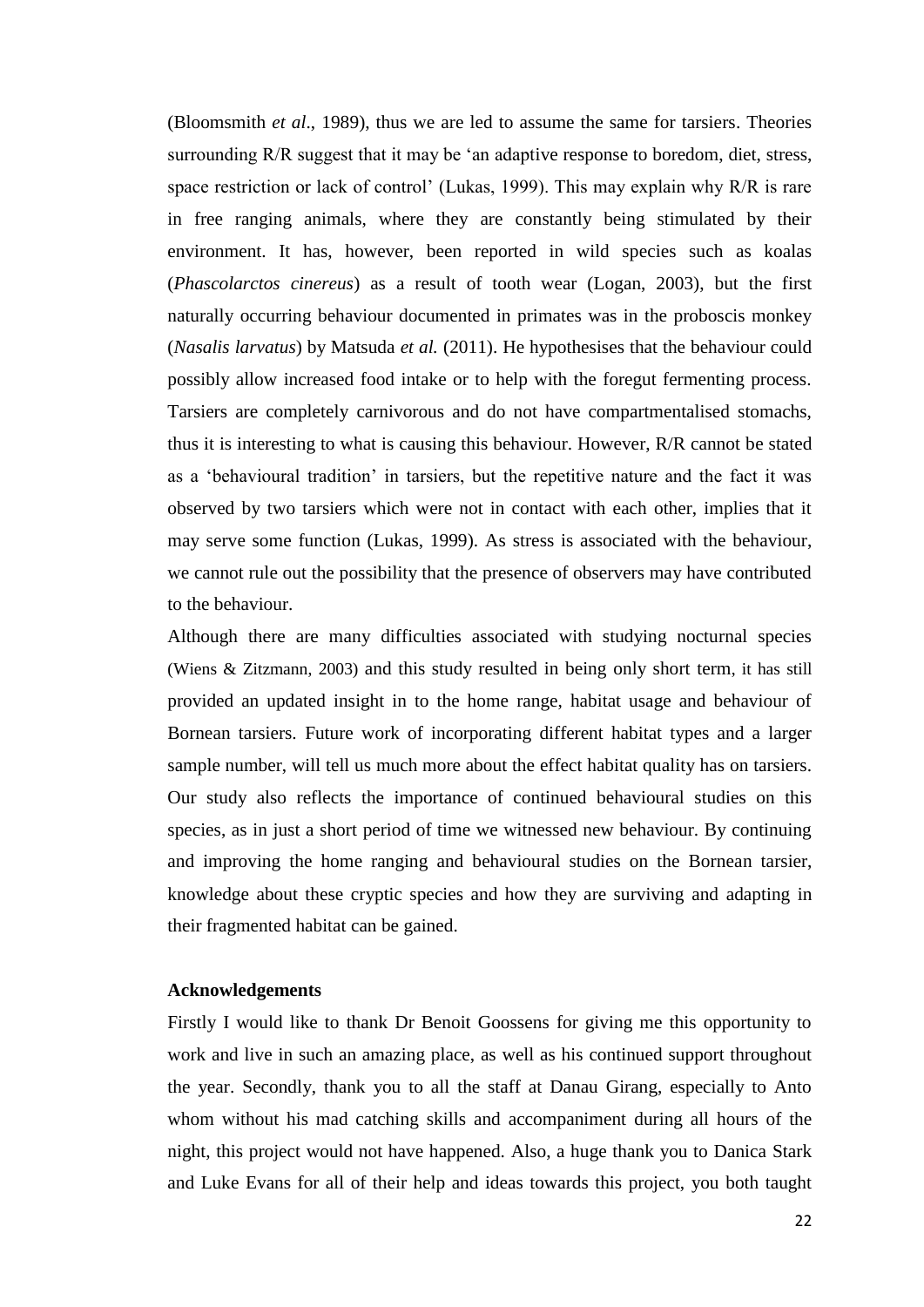(Bloomsmith *et al*., 1989), thus we are led to assume the same for tarsiers. Theories surrounding R/R suggest that it may be 'an adaptive response to boredom, diet, stress, space restriction or lack of control' (Lukas, 1999). This may explain why R/R is rare in free ranging animals, where they are constantly being stimulated by their environment. It has, however, been reported in wild species such as koalas (*Phascolarctos cinereus*) as a result of tooth wear (Logan, 2003), but the first naturally occurring behaviour documented in primates was in the proboscis monkey (*Nasalis larvatus*) by Matsuda *et al.* (2011). He hypothesises that the behaviour could possibly allow increased food intake or to help with the foregut fermenting process. Tarsiers are completely carnivorous and do not have compartmentalised stomachs, thus it is interesting to what is causing this behaviour. However, R/R cannot be stated as a 'behavioural tradition' in tarsiers, but the repetitive nature and the fact it was observed by two tarsiers which were not in contact with each other, implies that it may serve some function (Lukas, 1999). As stress is associated with the behaviour, we cannot rule out the possibility that the presence of observers may have contributed to the behaviour.

Although there are many difficulties associated with studying nocturnal species (Wiens & Zitzmann, 2003) and this study resulted in being only short term, it has still provided an updated insight in to the home range, habitat usage and behaviour of Bornean tarsiers. Future work of incorporating different habitat types and a larger sample number, will tell us much more about the effect habitat quality has on tarsiers. Our study also reflects the importance of continued behavioural studies on this species, as in just a short period of time we witnessed new behaviour. By continuing and improving the home ranging and behavioural studies on the Bornean tarsier, knowledge about these cryptic species and how they are surviving and adapting in their fragmented habitat can be gained.

### Acknowledgements

Firstly I would like to thank Dr Benoit Goossens for giving me this opportunity to work and live in such an amazing place, as well as his continued support throughout the year. Secondly, thank you to all the staff at Danau Girang, especially to Anto whom without his mad catching skills and accompaniment during all hours of the night, this project would not have happened. Also, a huge thank you to Danica Stark and Luke Evans for all of their help and ideas towards this project, you both taught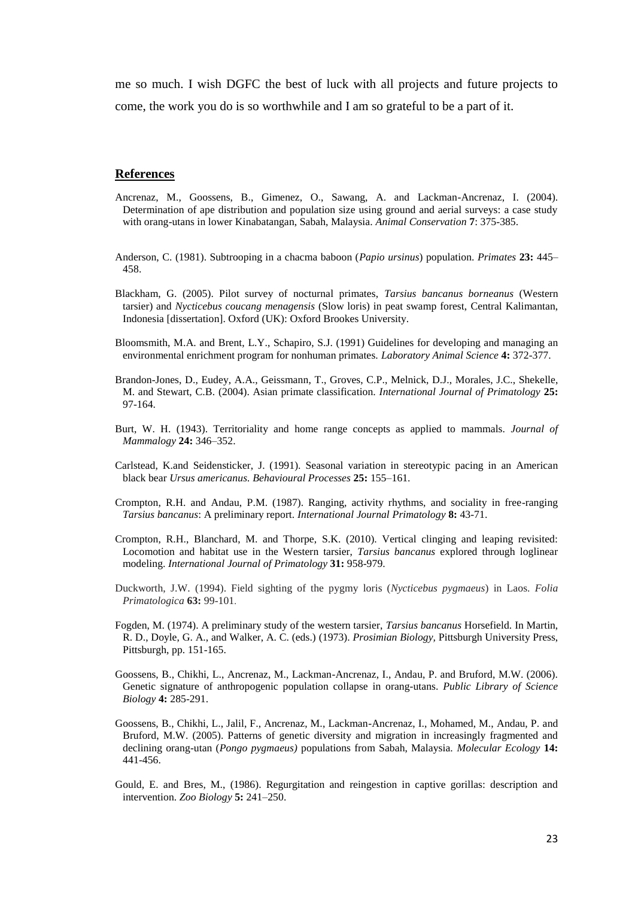me so much. I wish DGFC the best of luck with all projects and future projects to come, the work you do is so worthwhile and I am so grateful to be a part of it.

## **References**

Ancrenaz, M., Goossens, B., Gimenez, O., Sawang, A. and Lackman-Ancrenaz, I. (2004). Determination of ape distribution and population size using ground and aerial surveys: a case study with orang-utans in lower Kinabatangan, Sabah, Malaysia. *Animal Conservation* **7**: 375-385.

Anderson, C. (1981). Subtrooping in a chacma baboon (*Papio ursinus*) population. *Primates* **23:** 445–458.

Blackham, G. (2005). Pilot survey of nocturnal primates, *Tarsius bancanus borneanus* (Western tarsier) and *Nycticebus coucang menagensis* (Slow loris) in peat swamp forest, Central Kalimantan, Indonesia [dissertation]. Oxford (UK): Oxford Brookes University.

Bloomsmith, M.A. and Brent, L.Y., Schapiro, S.J. (1991) Guidelines for developing and managing an environmental enrichment program for nonhuman primates. *Laboratory Animal Science* **4:** 372-377.

Brandon-Jones, D., Eudey, A.A., Geissmann, T., Groves, C.P., Melnick, D.J., Morales, J.C., Shekelle, M. and Stewart, C.B. (2004). Asian primate classification. *International Journal of Primatology* **25:** 97-164.

Burt, W. H. (1943). Territoriality and home range concepts as applied to mammals. *Journal of Mammalogy* **24:** 346–352.

Carlstead, K.and Seidensticker, J. (1991). Seasonal variation in stereotypic pacing in an American black bear *Ursus americanus. Behavioural Processes* **25:** 155–161.

Crompton, R.H. and Andau, P.M. (1987). Ranging, activity rhythms, and sociality in free-ranging *Tarsius bancanus*: A preliminary report. *International Journal Primatology* **8:** 43-71.

Crompton, R.H., Blanchard, M. and Thorpe, S.K. (2010). Vertical clinging and leaping revisited: Locomotion and habitat use in the Western tarsier, *Tarsius bancanus* explored through loglinear modeling. *International Journal of Primatology* **31:** 958-979.

Duckworth, J.W. (1994). Field sighting of the pygmy loris (*Nycticebus pygmaeus*) in Laos. *Folia Primatologica* **63:** 99-101.

Fogden, M. (1974). A preliminary study of the western tarsier, *Tarsius bancanus* Horsefield. In Martin, R. D., Doyle, G. A., and Walker, A. C. (eds.) (1973). *Prosimian Biology*, Pittsburgh University Press, Pittsburgh, pp. 151-165.

Goossens, B., Chikhi, L., Ancrenaz, M., Lackman-Ancrenaz, I., Andau, P. and Bruford, M.W. (2006). Genetic signature of anthropogenic population collapse in orang-utans. *Public Library of Science Biology* **4:** 285-291.

Goossens, B., Chikhi, L., Jalil, F., Ancrenaz, M., Lackman-Ancrenaz, I., Mohamed, M., Andau, P. and Bruford, M.W. (2005). Patterns of genetic diversity and migration in increasingly fragmented and declining orang-utan (*Pongo pygmaeus)* populations from Sabah, Malaysia. *Molecular Ecology* **14:** 441-456.

Gould, E. and Bres, M., (1986). Regurgitation and reingestion in captive gorillas: description and intervention. *Zoo Biology* **5:** 241–250.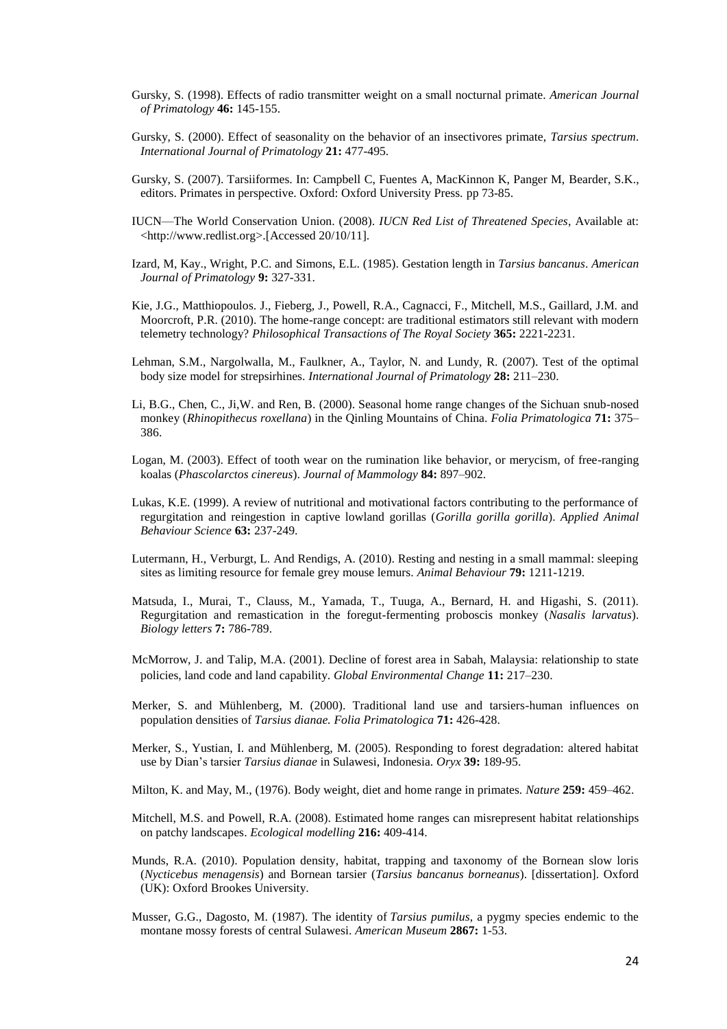Gursky, S. (1998). Effects of radio transmitter weight on a small nocturnal primate. *American Journal of Primatology* **46:** 145-155.

Gursky, S. (2000). Effect of seasonality on the behavior of an insectivores primate, *Tarsius spectrum*. *International Journal of Primatology* **21:** 477-495.

Gursky, S. (2007). Tarsiiformes. In: Campbell C, Fuentes A, MacKinnon K, Panger M, Bearder, S.K., editors. Primates in perspective. Oxford: Oxford University Press. pp 73-85.

IUCN—The World Conservation Union. (2008). *IUCN Red List of Threatened Species*, Available at: <http://www.redlist.org>.[Accessed 20/10/11].

Izard, M, Kay., Wright, P.C. and Simons, E.L. (1985). Gestation length in *Tarsius bancanus*. *American Journal of Primatology* **9:** 327-331.

Kie, J.G., Matthiopoulos. J., Fieberg, J., Powell, R.A., Cagnacci, F., Mitchell, M.S., Gaillard, J.M. and Moorcroft, P.R. (2010). The home-range concept: are traditional estimators still relevant with modern telemetry technology? *Philosophical Transactions of The Royal Society* **365:** 2221-2231.

Lehman, S.M., Nargolwalla, M., Faulkner, A., Taylor, N. and Lundy, R. (2007). Test of the optimal body size model for strepsirhines. *International Journal of Primatology* **28:** 211–230.

Li, B.G., Chen, C., Ji,W. and Ren, B. (2000). Seasonal home range changes of the Sichuan snub-nosed monkey (*Rhinopithecus roxellana*) in the Qinling Mountains of China. *Folia Primatologica* **71:** 375–386.

Logan, M. (2003). Effect of tooth wear on the rumination like behavior, or merycism, of free-ranging koalas (*Phascolarctos cinereus*). *Journal of Mammology* **84:** 897–902.

Lukas, K.E. (1999). A review of nutritional and motivational factors contributing to the performance of regurgitation and reingestion in captive lowland gorillas (*Gorilla gorilla gorilla*). *Applied Animal Behaviour Science* **63:** 237-249.

Lutermann, H., Verburgt, L. And Rendigs, A. (2010). Resting and nesting in a small mammal: sleeping sites as limiting resource for female grey mouse lemurs. *Animal Behaviour* **79:** 1211-1219.

Matsuda, I., Murai, T., Clauss, M., Yamada, T., Tuuga, A., Bernard, H. and Higashi, S. (2011). Regurgitation and remastication in the foregut-fermenting proboscis monkey (*Nasalis larvatus*). *Biology letters* **7:** 786-789.

McMorrow, J. and Talip, M.A. (2001). Decline of forest area in Sabah, Malaysia: relationship to state policies, land code and land capability. *Global Environmental Change* **11:** 217–230.

Merker, S. and Mühlenberg, M. (2000). Traditional land use and tarsiers-human influences on population densities of *Tarsius dianae. Folia Primatologica* **71:** 426-428.

Merker, S., Yustian, I. and Mühlenberg, M. (2005). Responding to forest degradation: altered habitat use by Dian's tarsier *Tarsius dianae* in Sulawesi, Indonesia. *Oryx* **39:** 189-95.

Milton, K. and May, M., (1976). Body weight, diet and home range in primates. *Nature* **259:** 459–462.

Mitchell, M.S. and Powell, R.A. (2008). Estimated home ranges can misrepresent habitat relationships on patchy landscapes. *Ecological modelling* **216:** 409-414.

Munds, R.A. (2010). Population density, habitat, trapping and taxonomy of the Bornean slow loris (*Nycticebus menagensis*) and Bornean tarsier (*Tarsius bancanus borneanus*). [dissertation]. Oxford (UK): Oxford Brookes University.

Musser, G.G., Dagosto, M. (1987). The identity of *Tarsius pumilus*, a pygmy species endemic to the montane mossy forests of central Sulawesi. *American Museum* **2867:** 1-53.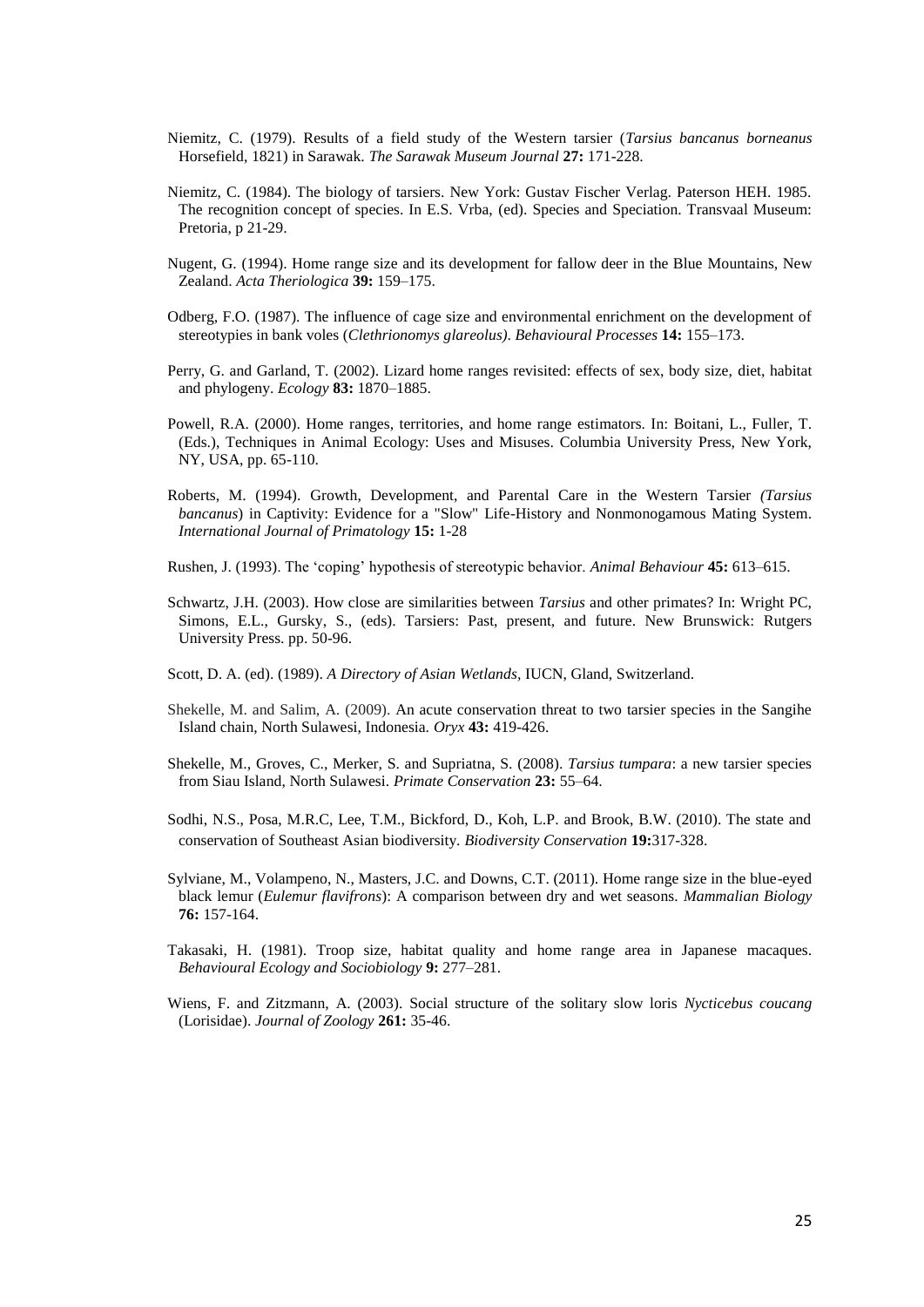Niemitz, C. (1979). Results of a field study of the Western tarsier (*Tarsius bancanus borneanus* Horsefield, 1821) in Sarawak. *The Sarawak Museum Journal* **27:** 171-228.

Niemitz, C. (1984). The biology of tarsiers. New York: Gustav Fischer Verlag. Paterson HEH. 1985. The recognition concept of species. In E.S. Vrba, (ed). Species and Speciation. Transvaal Museum: Pretoria, p 21-29.

Nugent, G. (1994). Home range size and its development for fallow deer in the Blue Mountains, New Zealand. *Acta Theriologica* **39:** 159–175.

Odberg, F.O. (1987). The influence of cage size and environmental enrichment on the development of stereotypies in bank voles (*Clethrionomys glareolus). Behavioural Processes* **14:** 155–173.

Perry, G. and Garland, T. (2002). Lizard home ranges revisited: effects of sex, body size, diet, habitat and phylogeny. *Ecology* **83:** 1870–1885.

Powell, R.A. (2000). Home ranges, territories, and home range estimators. In: Boitani, L., Fuller, T. (Eds.), Techniques in Animal Ecology: Uses and Misuses. Columbia University Press, New York, NY, USA, pp. 65-110.

Roberts, M. (1994). Growth, Development, and Parental Care in the Western Tarsier *(Tarsius bancanus*) in Captivity: Evidence for a "Slow" Life-History and Nonmonogamous Mating System. *International Journal of Primatology* **15:** 1-28

Rushen, J. (1993). The 'coping' hypothesis of stereotypic behavior. *Animal Behaviour* **45:** 613–615.

Schwartz, J.H. (2003). How close are similarities between *Tarsius* and other primates? In: Wright PC, Simons, E.L., Gursky, S., (eds). Tarsiers: Past, present, and future. New Brunswick: Rutgers University Press. pp. 50-96.

Scott, D. A. (ed). (1989). *A Directory of Asian Wetlands*, IUCN, Gland, Switzerland.

Shekelle, M. and Salim, A. (2009). An acute conservation threat to two tarsier species in the Sangihe Island chain, North Sulawesi, Indonesia. *Oryx* **43:** 419-426.

Shekelle, M., Groves, C., Merker, S. and Supriatna, S. (2008). *Tarsius tumpara*: a new tarsier species from Siau Island, North Sulawesi. *Primate Conservation* **23:** 55–64.

Sodhi, N.S., Posa, M.R.C, Lee, T.M., Bickford, D., Koh, L.P. and Brook, B.W. (2010). The state and conservation of Southeast Asian biodiversity. *Biodiversity Conservation* **19:**317-328.

Sylviane, M., Volampeno, N., Masters, J.C. and Downs, C.T. (2011). Home range size in the blue-eyed black lemur (*Eulemur flavifrons*): A comparison between dry and wet seasons. *Mammalian Biology* **76:** 157-164.

Takasaki, H. (1981). Troop size, habitat quality and home range area in Japanese macaques. *Behavioural Ecology and Sociobiology* **9:** 277–281.

Wiens, F. and Zitzmann, A. (2003). Social structure of the solitary slow loris *Nycticebus coucang* (Lorisidae). *Journal of Zoology* **261:** 35-46.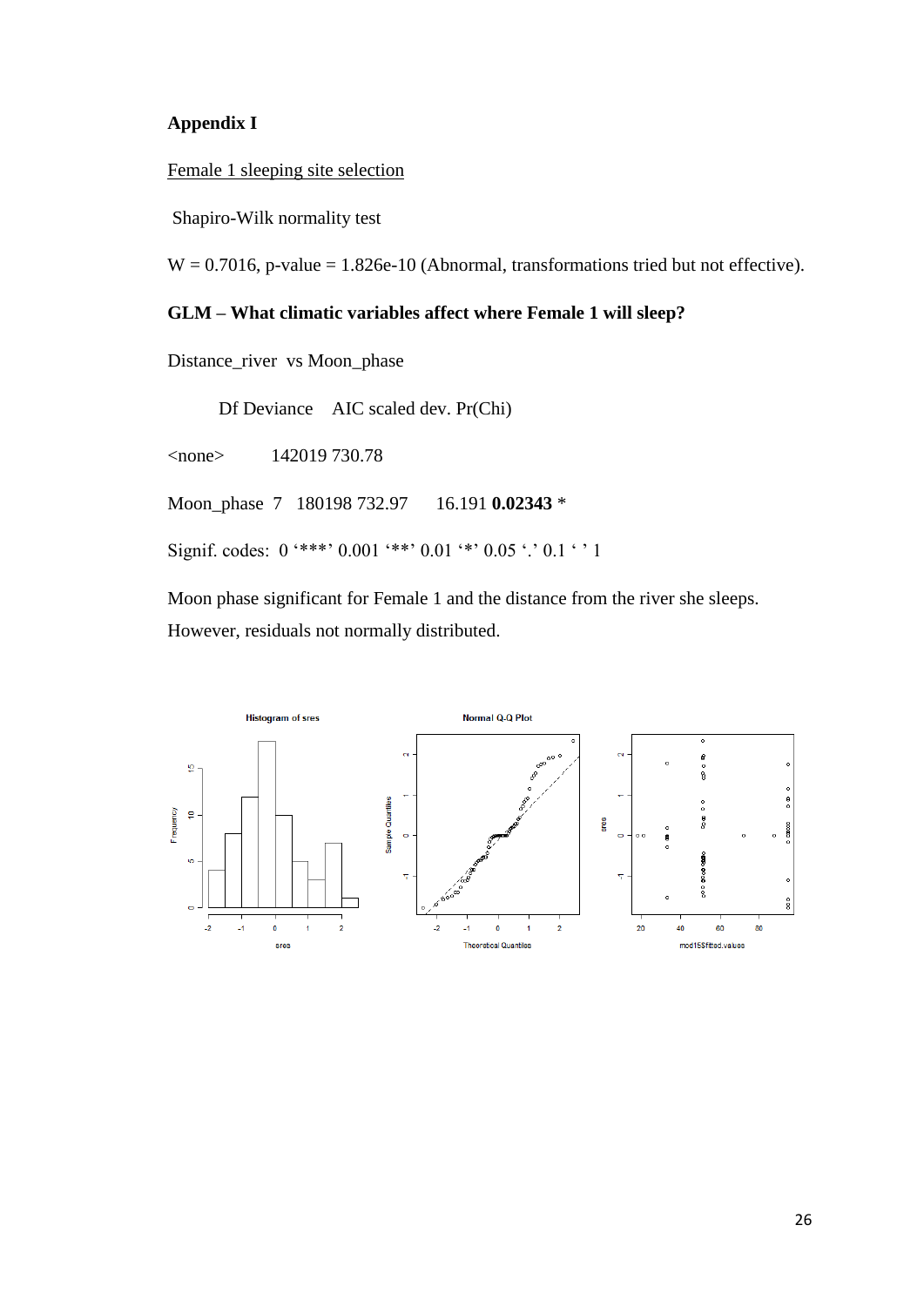**Appendix I**

Female 1 sleeping site selection

Shapiro-Wilk normality test

W = 0.7016, p-value = 1.826e-10 (Abnormal, transformations tried but not effective).

**GLM – What climatic variables affect where Female 1 will sleep?**

Distance_river vs Moon_phase

```
           Df Deviance    AIC scaled dev. Pr(Chi)
<none>        142019 730.78
Moon_phase  7  180198 732.97      16.191 0.02343 *
Signif. codes:  0 '***' 0.001 '**' 0.01 '*' 0.05 '.' 0.1 ' ' 1
```

Moon phase significant for Female 1 and the distance from the river she sleeps. However, residuals not normally distributed.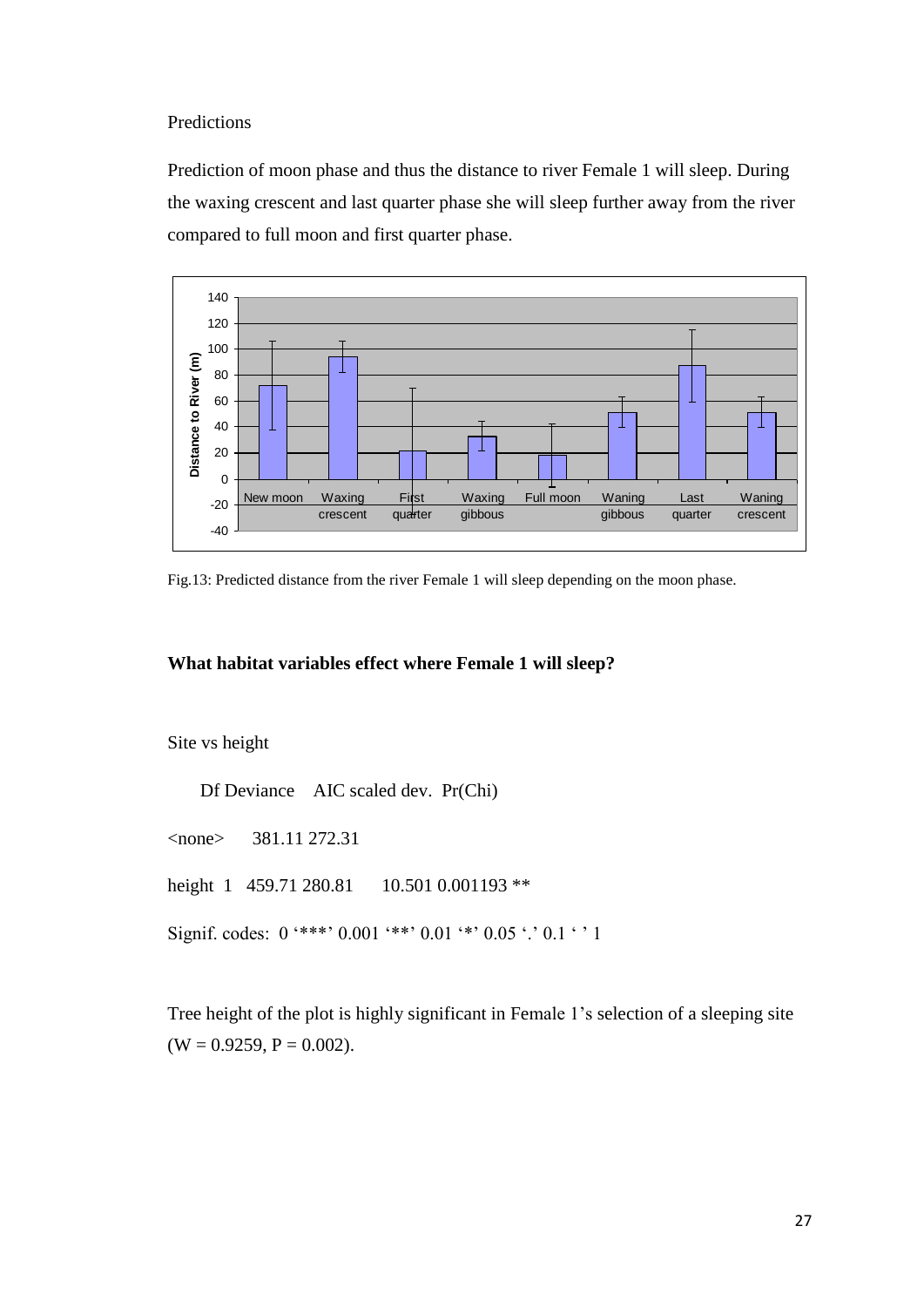Predictions

Prediction of moon phase and thus the distance to river Female 1 will sleep. During the waxing crescent and last quarter phase she will sleep further away from the river compared to full moon and first quarter phase.

Fig.13: Predicted distance from the river Female 1 will sleep depending on the moon phase.

**What habitat variables effect where Female 1 will sleep?**

Site vs height

| | Df | Deviance | AIC | scaled dev. | Pr(Chi) | |
|---|---|---|---|---|---|---|
| <none> | | 381.11 | 272.31 | | | |
| height | 1 | 459.71 | 280.81 | 10.501 | 0.001193 | ** |

Signif. codes: 0 '***' 0.001 '**' 0.01 '*' 0.05 '.' 0.1 ' ' 1

Tree height of the plot is highly significant in Female 1's selection of a sleeping site ($W = 0.9259$, $P = 0.002$).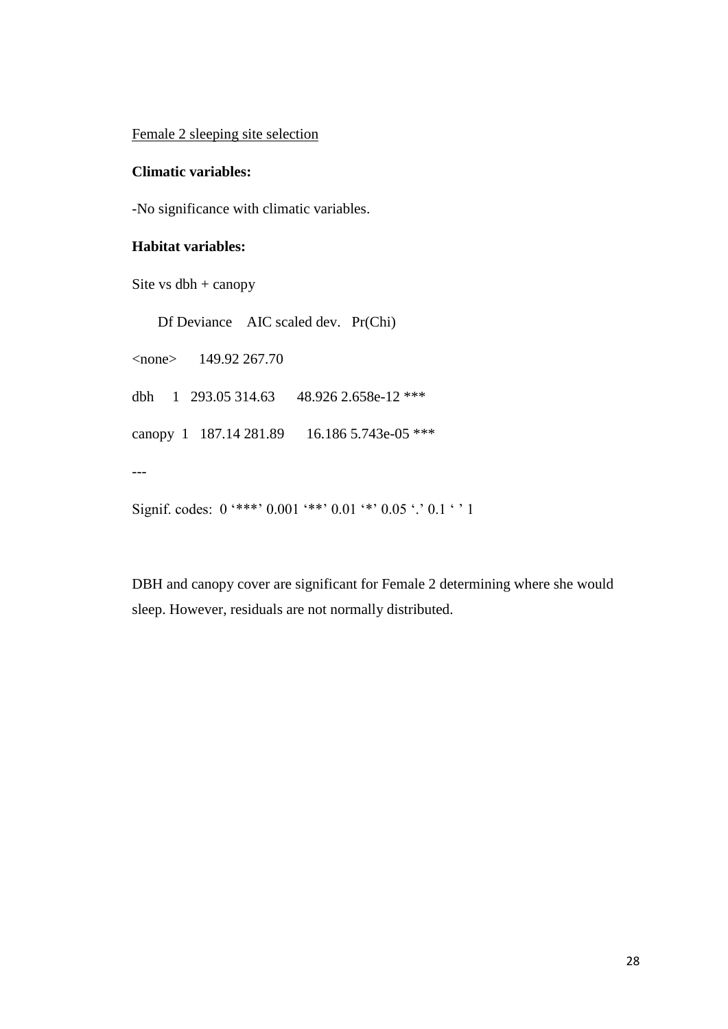<u>Female 2 sleeping site selection</u>

**Climatic variables:**

-No significance with climatic variables.

**Habitat variables:**

Site vs dbh + canopy

```
       Df Deviance    AIC scaled dev.   Pr(Chi)
<none>      149.92 267.70
dbh     1   293.05 314.63      48.926 2.658e-12 ***
canopy  1   187.14 281.89      16.186 5.743e-05 ***
---
Signif. codes:  0 '***' 0.001 '**' 0.01 '*' 0.05 '.' 0.1 ' ' 1
```

DBH and canopy cover are significant for Female 2 determining where she would sleep. However, residuals are not normally distributed.